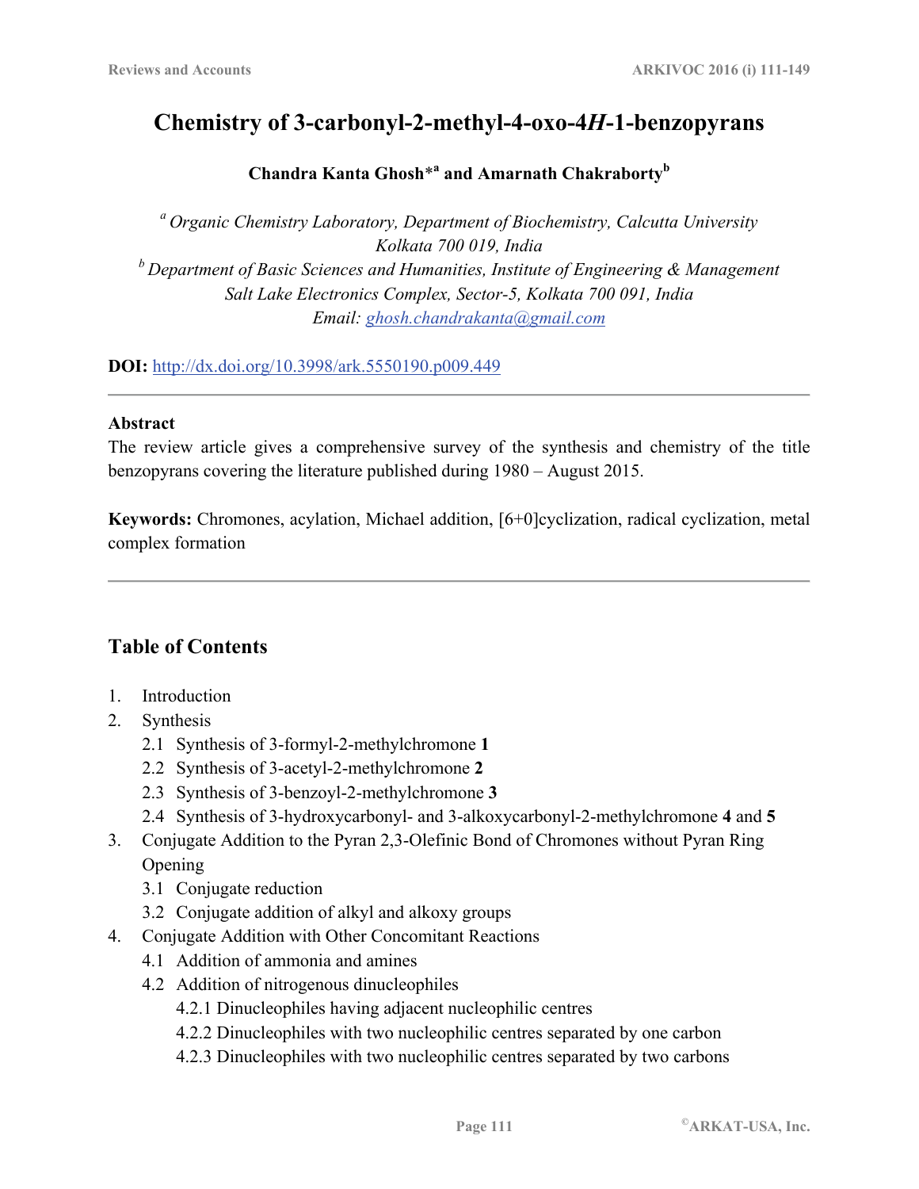# Chemistry of 3-carbonyl-2-methyl-4-oxo-4*H*-1-benzopyrans

**Chandra Kanta Ghosh**[*a] **and Amarnath Chakraborty**[b]

[a] *Organic Chemistry Laboratory, Department of Biochemistry, Calcutta University Kolkata 700 019, India*

[b] *Department of Basic Sciences and Humanities, Institute of Engineering & Management Salt Lake Electronics Complex, Sector-5, Kolkata 700 091, India*

*Email: ghosh.chandrakanta@gmail.com*

**DOI:** http://dx.doi.org/10.3998/ark.5550190.p009.449

---

**Abstract**

The review article gives a comprehensive survey of the synthesis and chemistry of the title benzopyrans covering the literature published during 1980 – August 2015.

**Keywords:** Chromones, acylation, Michael addition, [6+0]cyclization, radical cyclization, metal complex formation

---

## Table of Contents

1. Introduction
2. Synthesis
   - 2.1 Synthesis of 3-formyl-2-methylchromone **1**
   - 2.2 Synthesis of 3-acetyl-2-methylchromone **2**
   - 2.3 Synthesis of 3-benzoyl-2-methylchromone **3**
   - 2.4 Synthesis of 3-hydroxycarbonyl- and 3-alkoxycarbonyl-2-methylchromone **4** and **5**
3. Conjugate Addition to the Pyran 2,3-Olefinic Bond of Chromones without Pyran Ring Opening
   - 3.1 Conjugate reduction
   - 3.2 Conjugate addition of alkyl and alkoxy groups
4. Conjugate Addition with Other Concomitant Reactions
   - 4.1 Addition of ammonia and amines
   - 4.2 Addition of nitrogenous dinucleophiles
     - 4.2.1 Dinucleophiles having adjacent nucleophilic centres
     - 4.2.2 Dinucleophiles with two nucleophilic centres separated by one carbon
     - 4.2.3 Dinucleophiles with two nucleophilic centres separated by two carbons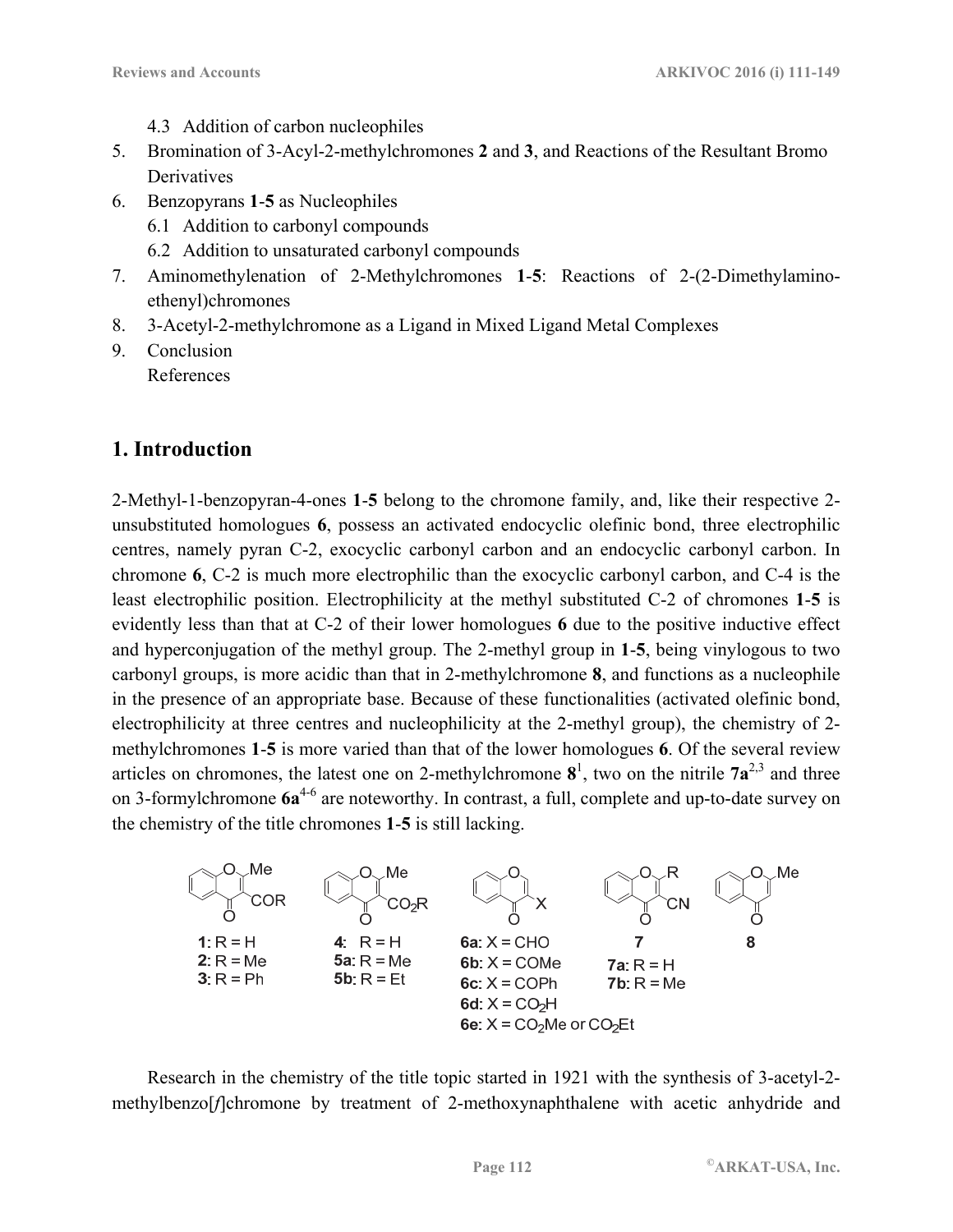4.3 Addition of carbon nucleophiles

5. Bromination of 3-Acyl-2-methylchromones **2** and **3**, and Reactions of the Resultant Bromo Derivatives
6. Benzopyrans **1**-**5** as Nucleophiles
   6.1 Addition to carbonyl compounds
   6.2 Addition to unsaturated carbonyl compounds
7. Aminomethylenation of 2-Methylchromones **1**-**5**: Reactions of 2-(2-Dimethylamino-ethenyl)chromones
8. 3-Acetyl-2-methylchromone as a Ligand in Mixed Ligand Metal Complexes
9. Conclusion

   References

## 1. Introduction

2-Methyl-1-benzopyran-4-ones **1**-**5** belong to the chromone family, and, like their respective 2-unsubstituted homologues **6**, possess an activated endocyclic olefinic bond, three electrophilic centres, namely pyran C-2, exocyclic carbonyl carbon and an endocyclic carbonyl carbon. In chromone **6**, C-2 is much more electrophilic than the exocyclic carbonyl carbon, and C-4 is the least electrophilic position. Electrophilicity at the methyl substituted C-2 of chromones **1**-**5** is evidently less than that at C-2 of their lower homologues **6** due to the positive inductive effect and hyperconjugation of the methyl group. The 2-methyl group in **1**-**5**, being vinylogous to two carbonyl groups, is more acidic than that in 2-methylchromone **8**, and functions as a nucleophile in the presence of an appropriate base. Because of these functionalities (activated olefinic bond, electrophilicity at three centres and nucleophilicity at the 2-methyl group), the chemistry of 2-methylchromones **1**-**5** is more varied than that of the lower homologues **6**. Of the several review articles on chromones, the latest one on 2-methylchromone **8**[1], two on the nitrile **7a**[2,3] and three on 3-formylchromone **6a**[4-6] are noteworthy. In contrast, a full, complete and up-to-date survey on the chemistry of the title chromones **1**-**5** is still lacking.

**1**: R = H
**2**: R = Me
**3**: R = Ph

**4**: R = H
**5a**: R = Me
**5b**: R = Et

**6a**: X = CHO
**6b**: X = COMe
**6c**: X = COPh
**6d**: X = $CO_2H$
**6e**: X = $CO_2Me$ or $CO_2Et$

**7**
**7a**: R = H
**7b**: R = Me

**8**

Research in the chemistry of the title topic started in 1921 with the synthesis of 3-acetyl-2-methylbenzo[*f*]chromone by treatment of 2-methoxynaphthalene with acetic anhydride and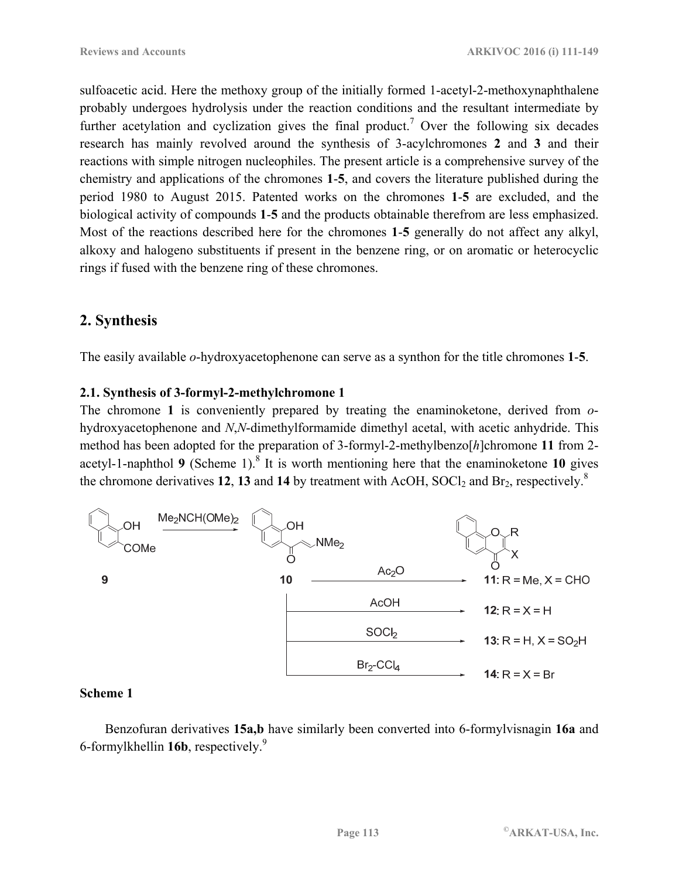sulfoacetic acid. Here the methoxy group of the initially formed 1-acetyl-2-methoxynaphthalene probably undergoes hydrolysis under the reaction conditions and the resultant intermediate by further acetylation and cyclization gives the final product.[7] Over the following six decades research has mainly revolved around the synthesis of 3-acylchromones **2** and **3** and their reactions with simple nitrogen nucleophiles. The present article is a comprehensive survey of the chemistry and applications of the chromones **1**-**5**, and covers the literature published during the period 1980 to August 2015. Patented works on the chromones **1**-**5** are excluded, and the biological activity of compounds **1**-**5** and the products obtainable therefrom are less emphasized. Most of the reactions described here for the chromones **1**-**5** generally do not affect any alkyl, alkoxy and halogeno substituents if present in the benzene ring, or on aromatic or heterocyclic rings if fused with the benzene ring of these chromones.

## 2. Synthesis

The easily available *o*-hydroxyacetophenone can serve as a synthon for the title chromones **1**-**5**.

### 2.1. Synthesis of 3-formyl-2-methylchromone 1

The chromone **1** is conveniently prepared by treating the enaminoketone, derived from *o*-hydroxyacetophenone and *N*,*N*-dimethylformamide dimethyl acetal, with acetic anhydride. This method has been adopted for the preparation of 3-formyl-2-methylbenzo[*h*]chromone **11** from 2-acetyl-1-naphthol **9** (Scheme 1).[8] It is worth mentioning here that the enaminoketone **10** gives the chromone derivatives **12**, **13** and **14** by treatment with AcOH, $SOCl_2$ and $Br_2$, respectively.[8]

$Me_2NCH(OMe)_2$; **9** → **10**; $Ac_2O$ → **11**: R = Me, X = CHO; AcOH → **12**: R = X = H; $SOCl_2$ → **13**: R = H, X = $SO_2H$; $Br_2$-$CCl_4$ → **14**: R = X = Br

**Scheme 1**

Benzofuran derivatives **15a,b** have similarly been converted into 6-formylvisnagin **16a** and 6-formylkhellin **16b**, respectively.[9]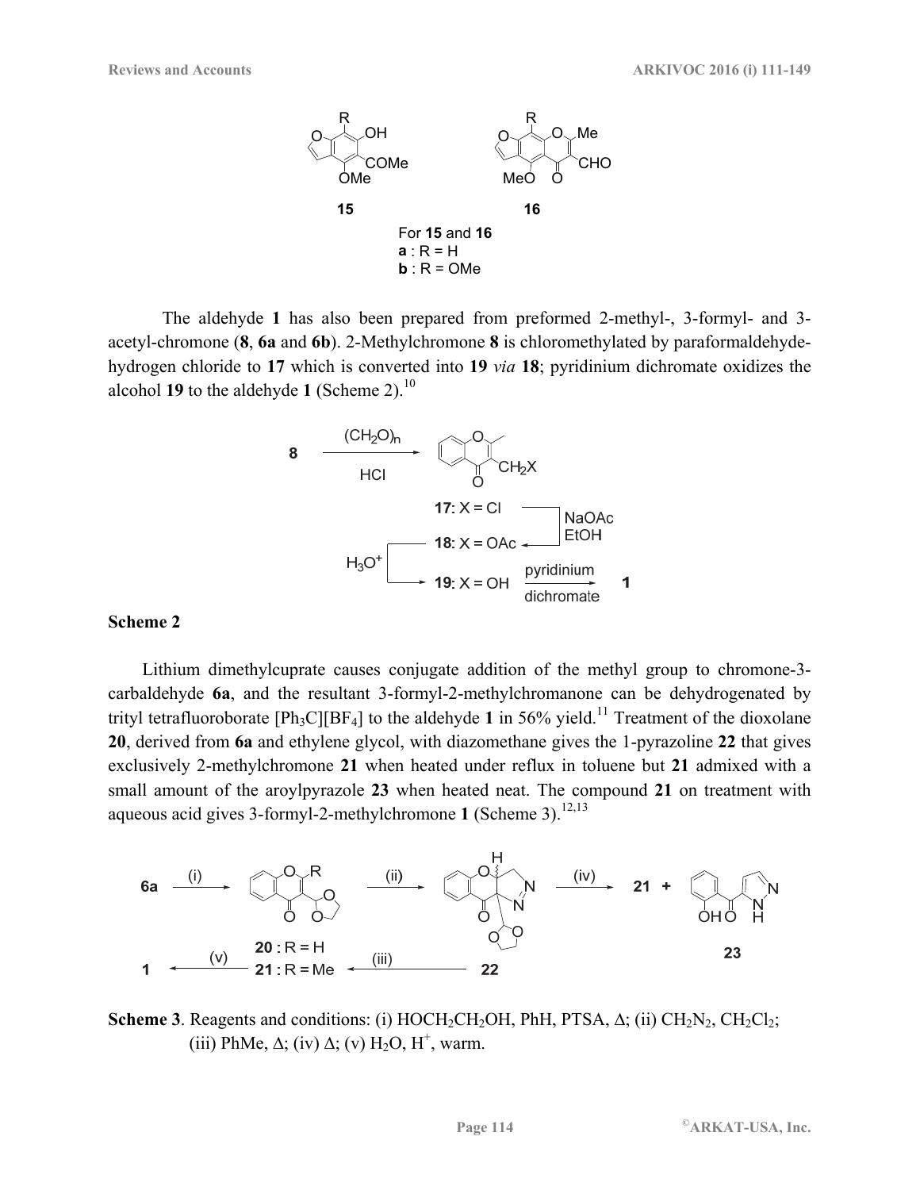**15** **16**

For **15** and **16**
**a** : R = H
**b** : R = OMe

The aldehyde **1** has also been prepared from preformed 2-methyl-, 3-formyl- and 3-acetyl-chromone (**8**, **6a** and **6b**). 2-Methylchromone **8** is chloromethylated by paraformaldehyde-hydrogen chloride to **17** which is converted into **19** *via* **18**; pyridinium dichromate oxidizes the alcohol **19** to the aldehyde **1** (Scheme 2).[10]

**17**: X = Cl
**18**: X = OAc
**19**: X = OH

**Scheme 2**

Lithium dimethylcuprate causes conjugate addition of the methyl group to chromone-3-carbaldehyde **6a**, and the resultant 3-formyl-2-methylchromanone can be dehydrogenated by trityl tetrafluoroborate $[Ph_3C][BF_4]$ to the aldehyde **1** in 56% yield.[11] Treatment of the dioxolane **20**, derived from **6a** and ethylene glycol, with diazomethane gives the 1-pyrazoline **22** that gives exclusively 2-methylchromone **21** when heated under reflux in toluene but **21** admixed with a small amount of the aroylpyrazole **23** when heated neat. The compound **21** on treatment with aqueous acid gives 3-formyl-2-methylchromone **1** (Scheme 3).[12,13]

**20** : R = H
**21** : R = Me

**Scheme 3**. Reagents and conditions: (i) $HOCH_2CH_2OH$, PhH, PTSA, Δ; (ii) $CH_2N_2$, $CH_2Cl_2$; (iii) PhMe, Δ; (iv) Δ; (v) $H_2O$, $H^+$, warm.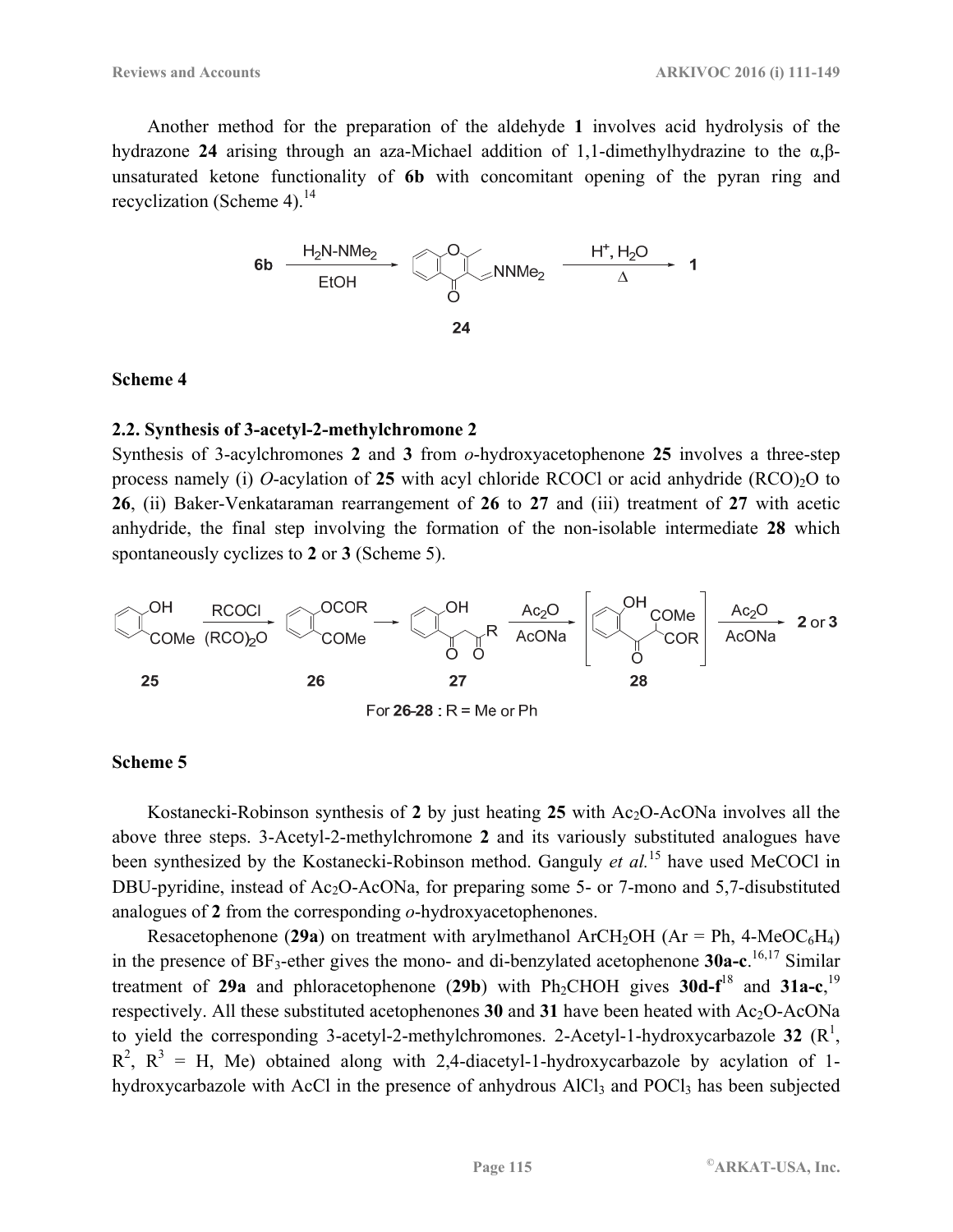Another method for the preparation of the aldehyde **1** involves acid hydrolysis of the hydrazone **24** arising through an aza-Michael addition of 1,1-dimethylhydrazine to the α,β-unsaturated ketone functionality of **6b** with concomitant opening of the pyran ring and recyclization (Scheme 4).[14]

**Scheme 4**

## 2.2. Synthesis of 3-acetyl-2-methylchromone 2

Synthesis of 3-acylchromones **2** and **3** from *o*-hydroxyacetophenone **25** involves a three-step process namely (i) *O*-acylation of **25** with acyl chloride RCOCl or acid anhydride $(RCO)_2O$ to **26**, (ii) Baker-Venkataraman rearrangement of **26** to **27** and (iii) treatment of **27** with acetic anhydride, the final step involving the formation of the non-isolable intermediate **28** which spontaneously cyclizes to **2** or **3** (Scheme 5).

For **26-28** : R = Me or Ph

**Scheme 5**

Kostanecki-Robinson synthesis of **2** by just heating **25** with $Ac_2O$-AcONa involves all the above three steps. 3-Acetyl-2-methylchromone **2** and its variously substituted analogues have been synthesized by the Kostanecki-Robinson method. Ganguly *et al.*[15] have used MeCOCl in DBU-pyridine, instead of $Ac_2O$-AcONa, for preparing some 5- or 7-mono and 5,7-disubstituted analogues of **2** from the corresponding *o*-hydroxyacetophenones.

Resacetophenone (**29a**) on treatment with arylmethanol $ArCH_2OH$ (Ar = Ph, 4-$MeOC_6H_4$) in the presence of $BF_3$-ether gives the mono- and di-benzylated acetophenone **30a-c**.[16,17] Similar treatment of **29a** and phloracetophenone (**29b**) with $Ph_2CHOH$ gives **30d-f**[18] and **31a-c**,[19] respectively. All these substituted acetophenones **30** and **31** have been heated with $Ac_2O$-AcONa to yield the corresponding 3-acetyl-2-methylchromones. 2-Acetyl-1-hydroxycarbazole **32** ($R^1$, $R^2$, $R^3$ = H, Me) obtained along with 2,4-diacetyl-1-hydroxycarbazole by acylation of 1-hydroxycarbazole with AcCl in the presence of anhydrous $AlCl_3$ and $POCl_3$ has been subjected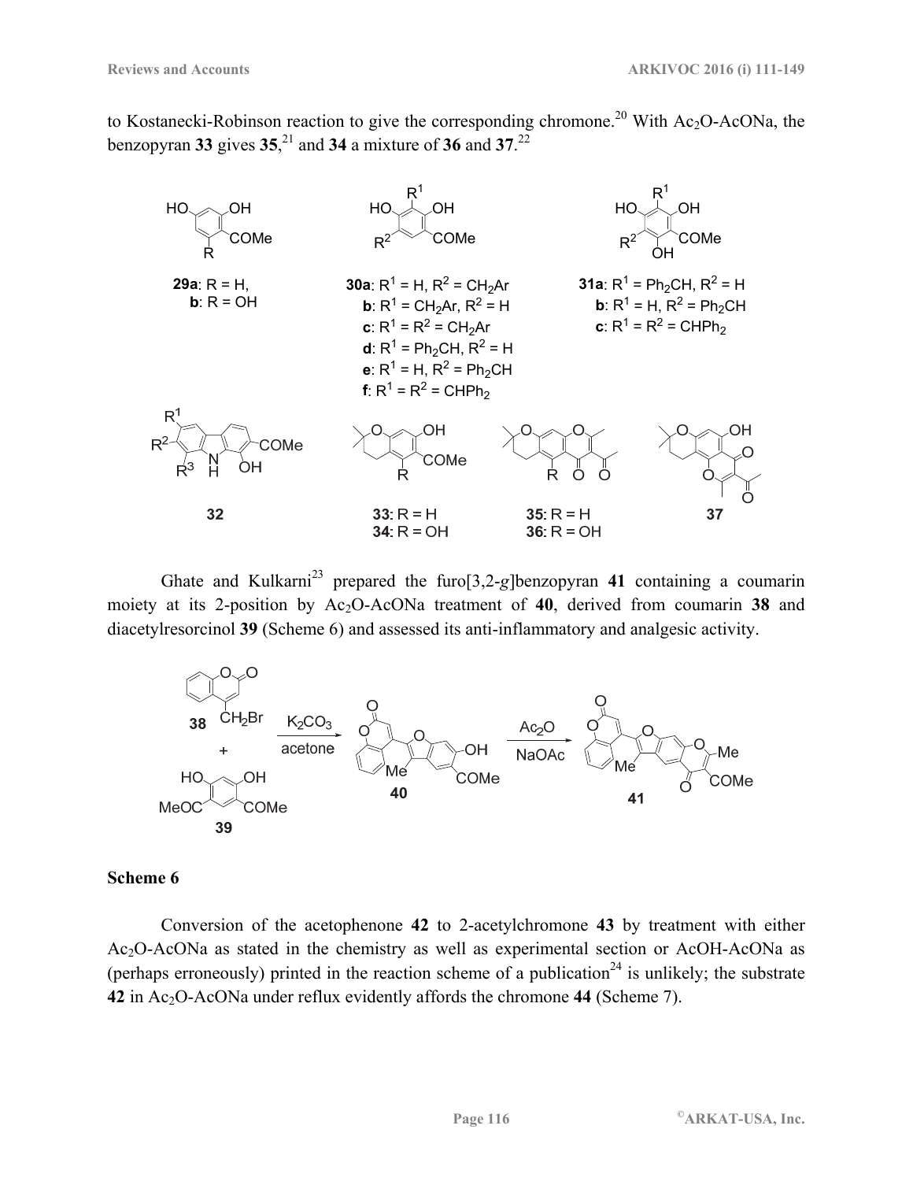to Kostanecki-Robinson reaction to give the corresponding chromone.[20] With $Ac_2O$-AcONa, the benzopyran **33** gives **35**,[21] and **34** a mixture of **36** and **37**.[22]

**29a**: R = H,
**b**: R = OH

**30a**: $R^1$ = H, $R^2$ = $CH_2Ar$
**b**: $R^1$ = $CH_2Ar$, $R^2$ = H
**c**: $R^1$ = $R^2$ = $CH_2Ar$
**d**: $R^1$ = $Ph_2CH$, $R^2$ = H
**e**: $R^1$ = H, $R^2$ = $Ph_2CH$
**f**: $R^1$ = $R^2$ = $CHPh_2$

**31a**: $R^1$ = $Ph_2CH$, $R^2$ = H
**b**: $R^1$ = H, $R^2$ = $Ph_2CH$
**c**: $R^1$ = $R^2$ = $CHPh_2$

**32**

**33**: R = H
**34**: R = OH

**35**: R = H
**36**: R = OH

**37**

Ghate and Kulkarni[23] prepared the furo[3,2-*g*]benzopyran **41** containing a coumarin moiety at its 2-position by $Ac_2O$-AcONa treatment of **40**, derived from coumarin **38** and diacetylresorcinol **39** (Scheme 6) and assessed its anti-inflammatory and analgesic activity.

**38** + **39** → ($K_2CO_3$, acetone) → **40** → ($Ac_2O$, NaOAc) → **41**

**Scheme 6**

Conversion of the acetophenone **42** to 2-acetylchromone **43** by treatment with either $Ac_2O$-AcONa as stated in the chemistry as well as experimental section or AcOH-AcONa as (perhaps erroneously) printed in the reaction scheme of a publication[24] is unlikely; the substrate **42** in $Ac_2O$-AcONa under reflux evidently affords the chromone **44** (Scheme 7).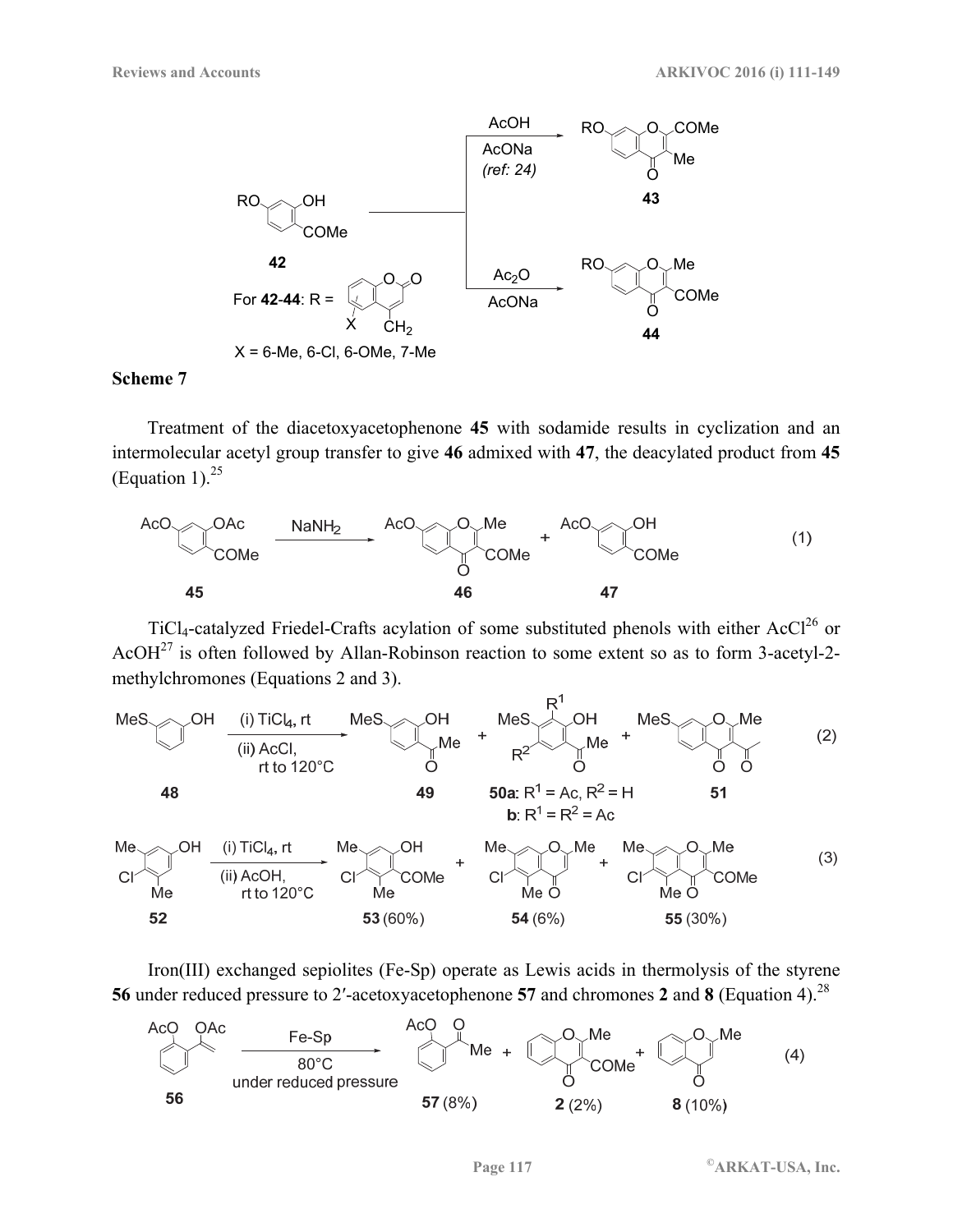**Scheme 7**

Treatment of the diacetoxyacetophenone **45** with sodamide results in cyclization and an intermolecular acetyl group transfer to give **46** admixed with **47**, the deacylated product from **45** (Equation 1).[25]

$TiCl_4$-catalyzed Friedel-Crafts acylation of some substituted phenols with either AcCl[26] or AcOH[27] is often followed by Allan-Robinson reaction to some extent so as to form 3-acetyl-2-methylchromones (Equations 2 and 3).

Iron(III) exchanged sepiolites (Fe-Sp) operate as Lewis acids in thermolysis of the styrene **56** under reduced pressure to 2′-acetoxyacetophenone **57** and chromones **2** and **8** (Equation 4).[28]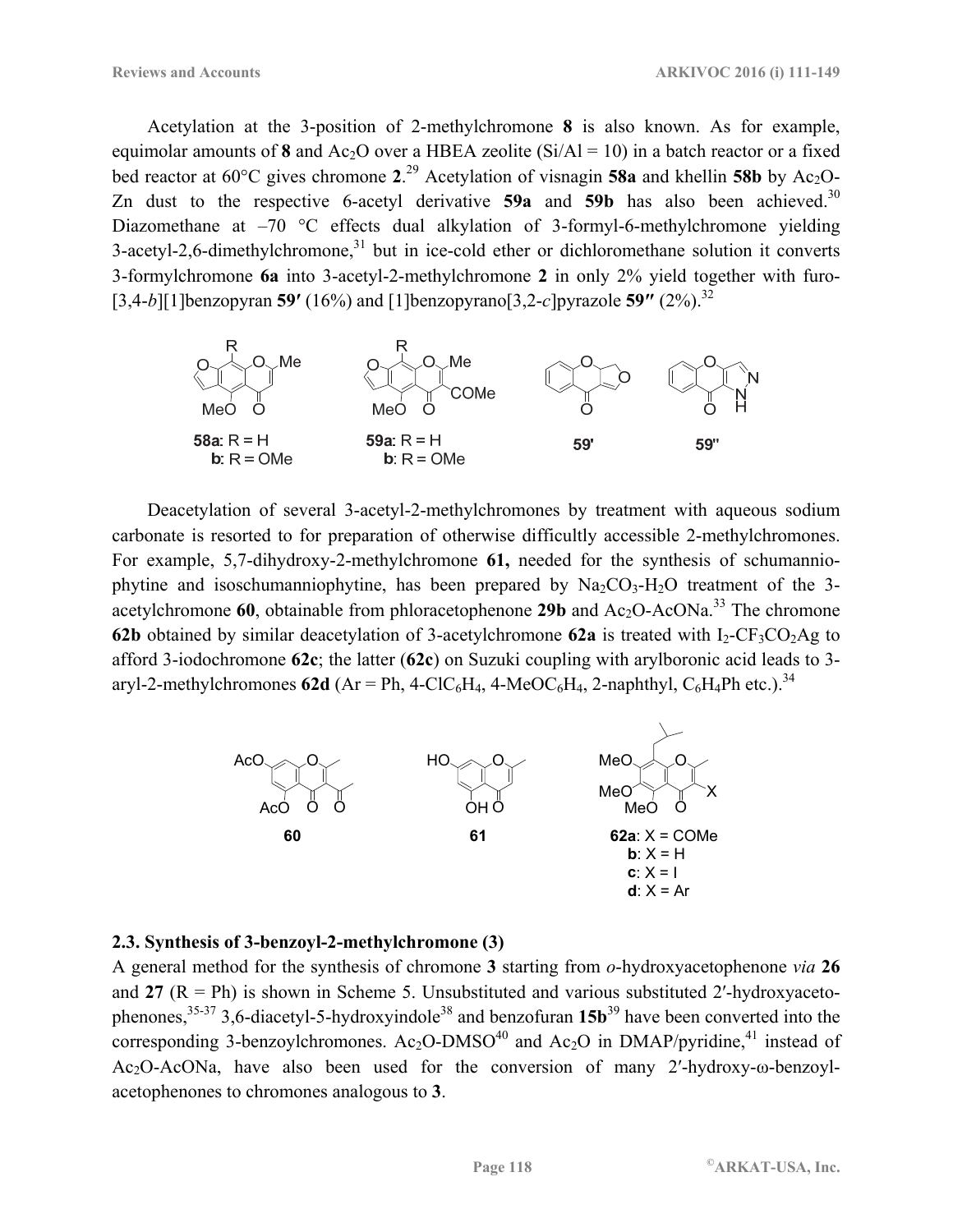Acetylation at the 3-position of 2-methylchromone **8** is also known. As for example, equimolar amounts of **8** and $Ac_2O$ over a HBEA zeolite (Si/Al = 10) in a batch reactor or a fixed bed reactor at 60°C gives chromone **2**.[29] Acetylation of visnagin **58a** and khellin **58b** by $Ac_2O$-Zn dust to the respective 6-acetyl derivative **59a** and **59b** has also been achieved.[30] Diazomethane at –70 °C effects dual alkylation of 3-formyl-6-methylchromone yielding 3-acetyl-2,6-dimethylchromone,[31] but in ice-cold ether or dichloromethane solution it converts 3-formylchromone **6a** into 3-acetyl-2-methylchromone **2** in only 2% yield together with furo-[3,4-*b*][1]benzopyran **59′** (16%) and [1]benzopyrano[3,2-*c*]pyrazole **59″** (2%).[32]

**58a**: R = H
**b**: R = OMe

**59a**: R = H
**b**: R = OMe

**59'**

**59"**

Deacetylation of several 3-acetyl-2-methylchromones by treatment with aqueous sodium carbonate is resorted to for preparation of otherwise difficultly accessible 2-methylchromones. For example, 5,7-dihydroxy-2-methylchromone **61,** needed for the synthesis of schumanniophytine and isoschumanniophytine, has been prepared by $Na_2CO_3$-$H_2O$ treatment of the 3-acetylchromone **60**, obtainable from phloracetophenone **29b** and $Ac_2O$-AcONa.[33] The chromone **62b** obtained by similar deacetylation of 3-acetylchromone **62a** is treated with $I_2$-$CF_3CO_2Ag$ to afford 3-iodochromone **62c**; the latter (**62c**) on Suzuki coupling with arylboronic acid leads to 3-aryl-2-methylchromones **62d** (Ar = Ph, 4-$ClC_6H_4$, 4-$MeOC_6H_4$, 2-naphthyl, $C_6H_4$Ph etc.).[34]

**60**

**61**

**62a**: X = COMe
**b**: X = H
**c**: X = I
**d**: X = Ar

### 2.3. Synthesis of 3-benzoyl-2-methylchromone (3)

A general method for the synthesis of chromone **3** starting from *o*-hydroxyacetophenone *via* **26** and **27** (R = Ph) is shown in Scheme 5. Unsubstituted and various substituted 2′-hydroxyacetophenones,[35-37] 3,6-diacetyl-5-hydroxyindole[38] and benzofuran **15b**[39] have been converted into the corresponding 3-benzoylchromones. $Ac_2O$-DMSO[40] and $Ac_2O$ in DMAP/pyridine,[41] instead of $Ac_2O$-AcONa, have also been used for the conversion of many 2′-hydroxy-ω-benzoylacetophenones to chromones analogous to **3**.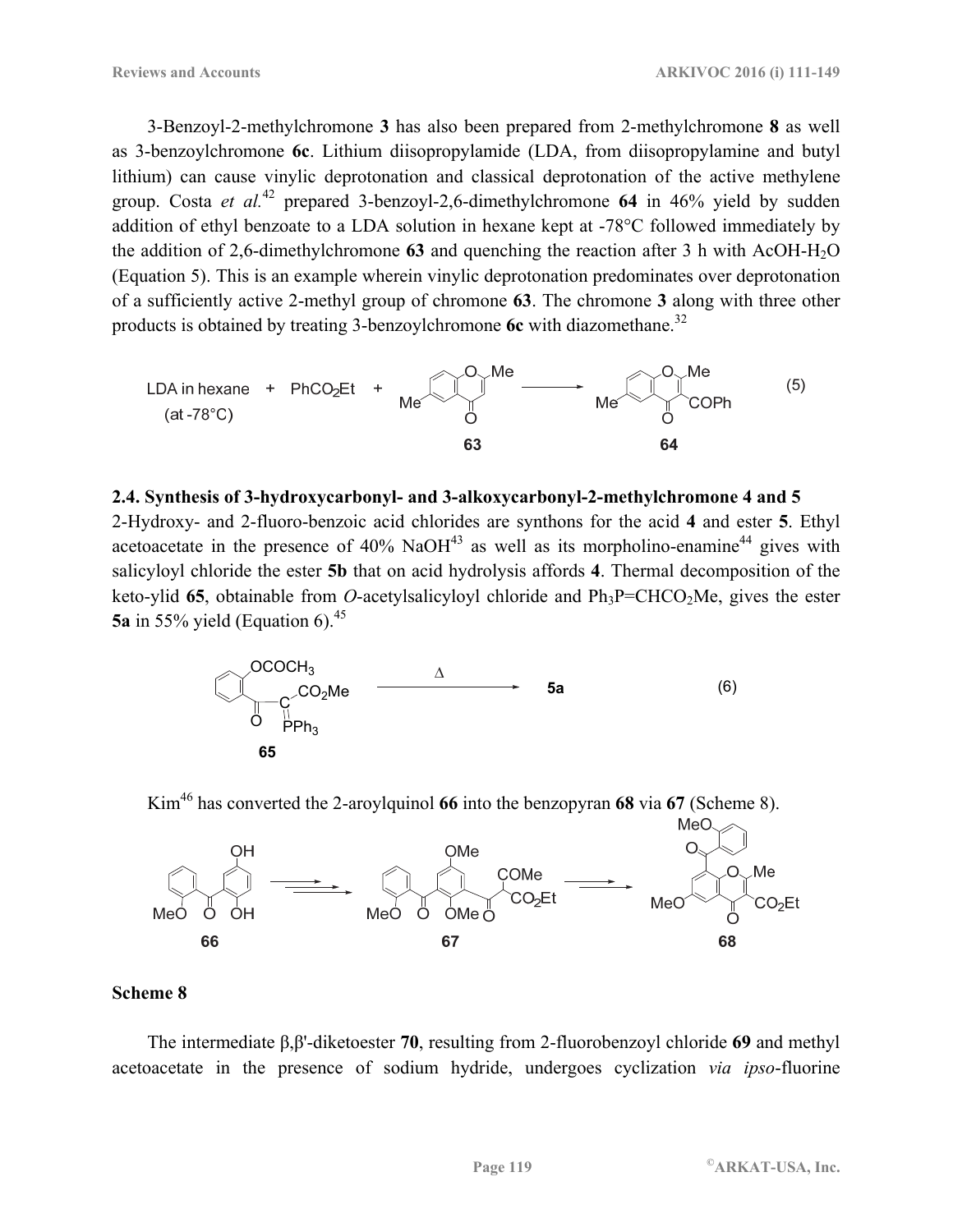3-Benzoyl-2-methylchromone **3** has also been prepared from 2-methylchromone **8** as well as 3-benzoylchromone **6c**. Lithium diisopropylamide (LDA, from diisopropylamine and butyl lithium) can cause vinylic deprotonation and classical deprotonation of the active methylene group. Costa *et al.*[42] prepared 3-benzoyl-2,6-dimethylchromone **64** in 46% yield by sudden addition of ethyl benzoate to a LDA solution in hexane kept at -78°C followed immediately by the addition of 2,6-dimethylchromone **63** and quenching the reaction after 3 h with AcOH-$H_2O$ (Equation 5). This is an example wherein vinylic deprotonation predominates over deprotonation of a sufficiently active 2-methyl group of chromone **63**. The chromone **3** along with three other products is obtained by treating 3-benzoylchromone **6c** with diazomethane.[32]

LDA in hexane (at -78°C) + $PhCO_2Et$ + **63** → **64** (5)

## 2.4. Synthesis of 3-hydroxycarbonyl- and 3-alkoxycarbonyl-2-methylchromone 4 and 5

2-Hydroxy- and 2-fluoro-benzoic acid chlorides are synthons for the acid **4** and ester **5**. Ethyl acetoacetate in the presence of 40% NaOH[43] as well as its morpholino-enamine[44] gives with salicyloyl chloride the ester **5b** that on acid hydrolysis affords **4**. Thermal decomposition of the keto-ylid **65**, obtainable from *O*-acetylsalicyloyl chloride and $Ph_3P{=}CHCO_2Me$, gives the ester **5a** in 55% yield (Equation 6).[45]

**65** —Δ→ **5a** (6)

Kim[46] has converted the 2-aroylquinol **66** into the benzopyran **68** via **67** (Scheme 8).

**66** → **67** → **68**

**Scheme 8**

The intermediate β,β'-diketoester **70**, resulting from 2-fluorobenzoyl chloride **69** and methyl acetoacetate in the presence of sodium hydride, undergoes cyclization *via ipso*-fluorine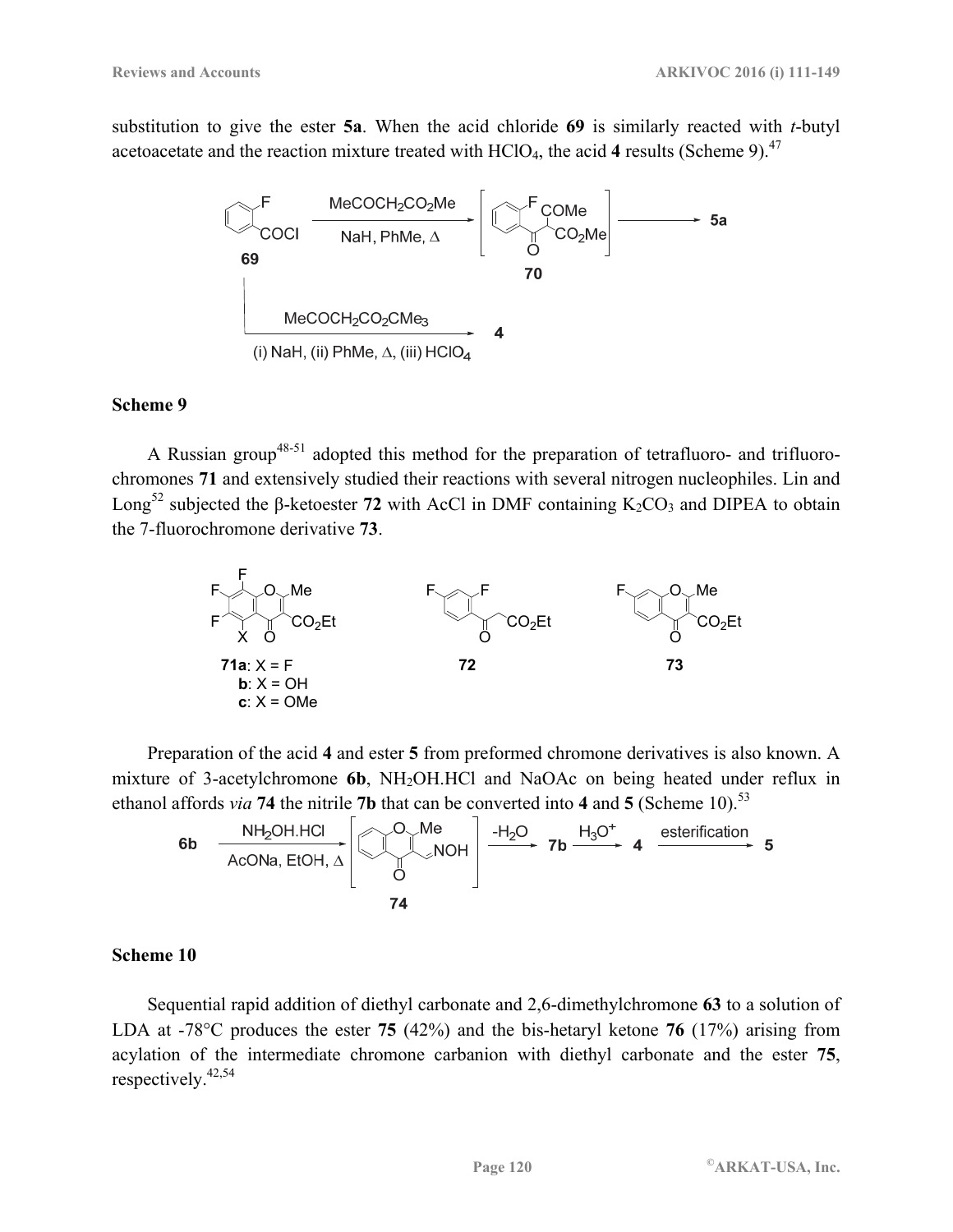substitution to give the ester **5a**. When the acid chloride **69** is similarly reacted with *t*-butyl acetoacetate and the reaction mixture treated with $HClO_4$, the acid **4** results (Scheme 9).[47]

**Scheme 9**

A Russian group[48-51] adopted this method for the preparation of tetrafluoro- and trifluoro-chromones **71** and extensively studied their reactions with several nitrogen nucleophiles. Lin and Long[52] subjected the β-ketoester **72** with AcCl in DMF containing $K_2CO_3$ and DIPEA to obtain the 7-fluorochromone derivative **73**.

**71a**: X = F
**b**: X = OH
**c**: X = OMe

Preparation of the acid **4** and ester **5** from preformed chromone derivatives is also known. A mixture of 3-acetylchromone **6b**, $NH_2OH.HCl$ and NaOAc on being heated under reflux in ethanol affords *via* **74** the nitrile **7b** that can be converted into **4** and **5** (Scheme 10).[53]

**Scheme 10**

Sequential rapid addition of diethyl carbonate and 2,6-dimethylchromone **63** to a solution of LDA at -78°C produces the ester **75** (42%) and the bis-hetaryl ketone **76** (17%) arising from acylation of the intermediate chromone carbanion with diethyl carbonate and the ester **75**, respectively.[42,54]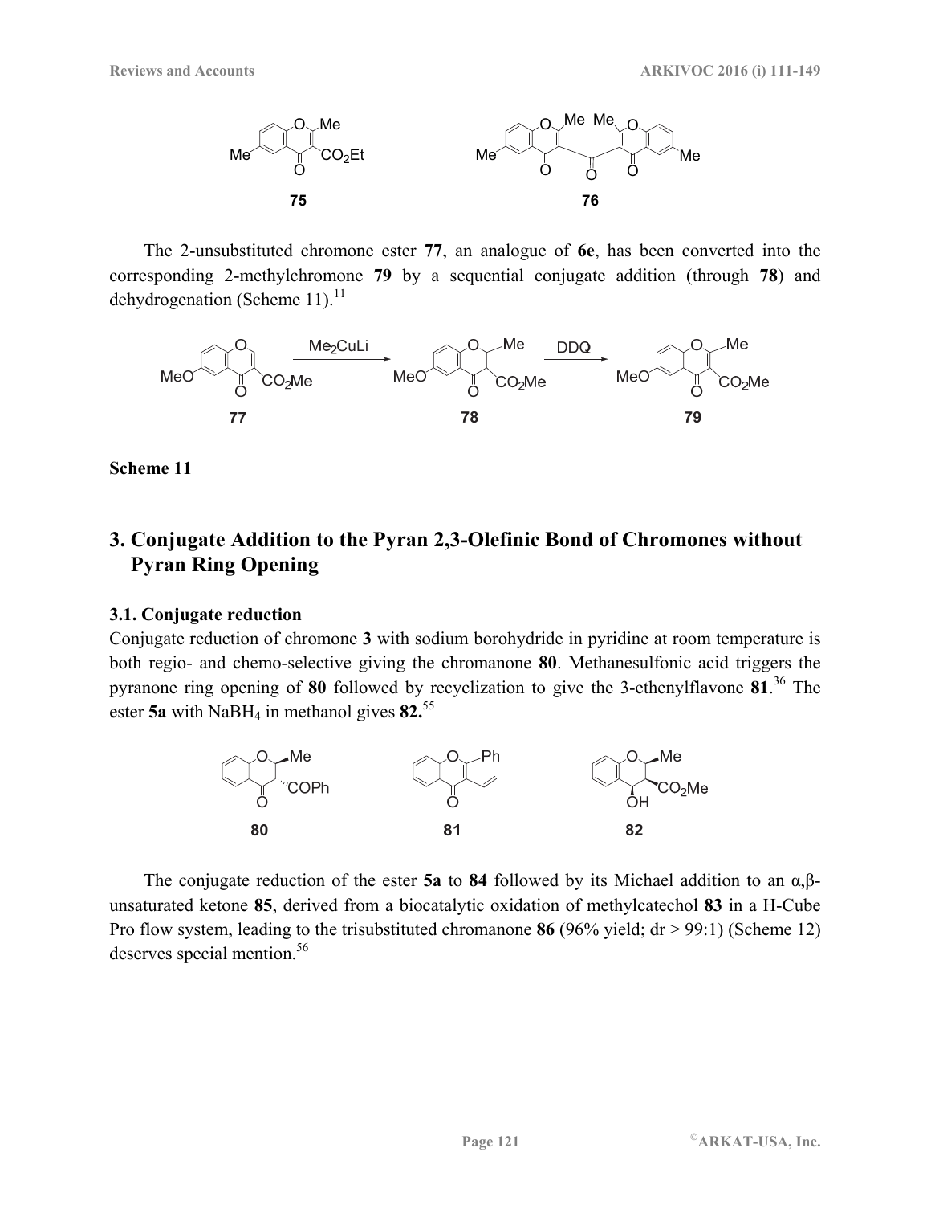The 2-unsubstituted chromone ester **77**, an analogue of **6e**, has been converted into the corresponding 2-methylchromone **79** by a sequential conjugate addition (through **78**) and dehydrogenation (Scheme 11).[11]

**Scheme 11**

# 3. Conjugate Addition to the Pyran 2,3-Olefinic Bond of Chromones without Pyran Ring Opening

### 3.1. Conjugate reduction

Conjugate reduction of chromone **3** with sodium borohydride in pyridine at room temperature is both regio- and chemo-selective giving the chromanone **80**. Methanesulfonic acid triggers the pyranone ring opening of **80** followed by recyclization to give the 3-ethenylflavone **81**.[36] The ester **5a** with $NaBH_4$ in methanol gives **82.**[55]

The conjugate reduction of the ester **5a** to **84** followed by its Michael addition to an α,β-unsaturated ketone **85**, derived from a biocatalytic oxidation of methylcatechol **83** in a H-Cube Pro flow system, leading to the trisubstituted chromanone **86** (96% yield; dr > 99:1) (Scheme 12) deserves special mention.[56]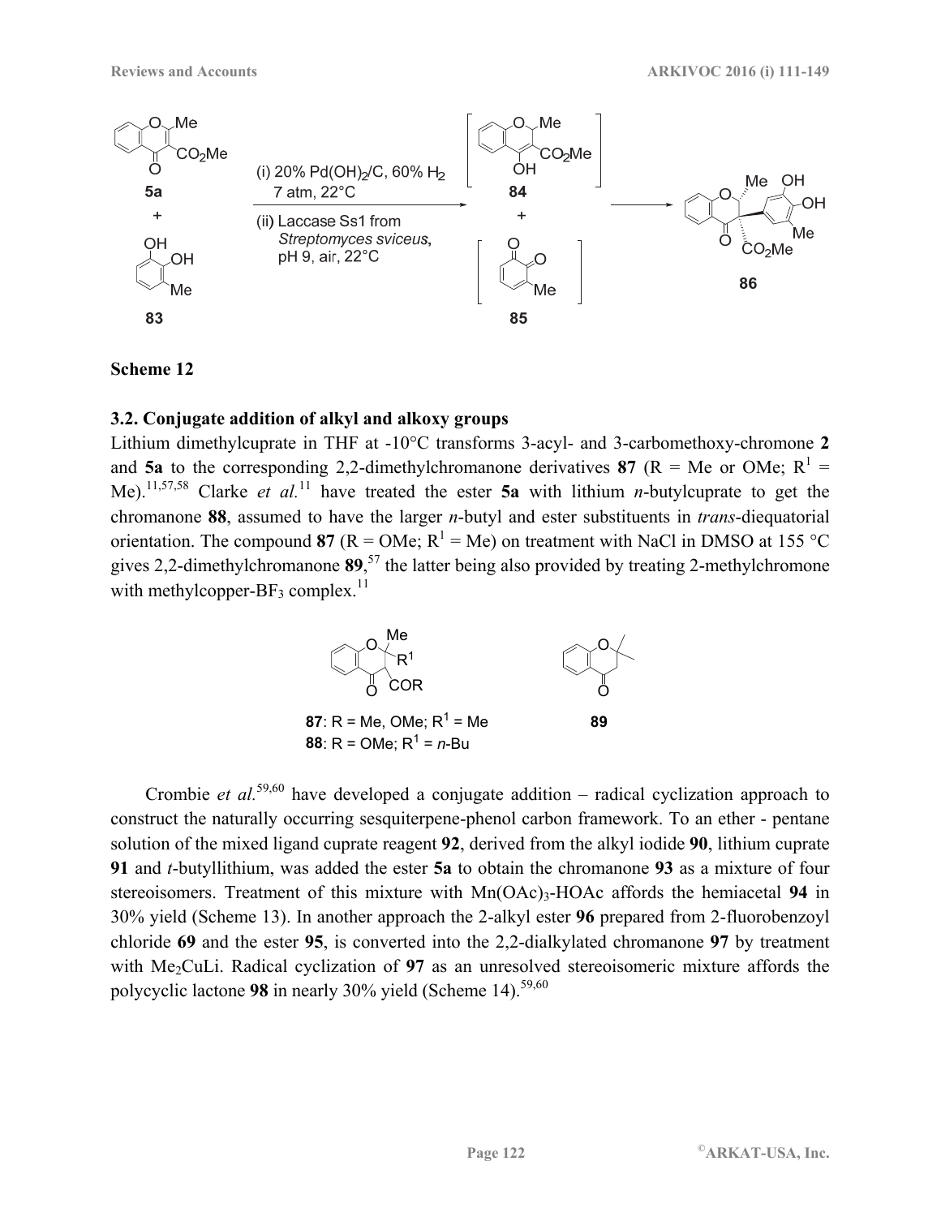**Scheme 12**

### 3.2. Conjugate addition of alkyl and alkoxy groups

Lithium dimethylcuprate in THF at -10°C transforms 3-acyl- and 3-carbomethoxy-chromone **2** and **5a** to the corresponding 2,2-dimethylchromanone derivatives **87** (R = Me or OMe; $R^1$ = Me).[11,57,58] Clarke *et al.*[11] have treated the ester **5a** with lithium *n*-butylcuprate to get the chromanone **88**, assumed to have the larger *n*-butyl and ester substituents in *trans*-diequatorial orientation. The compound **87** (R = OMe; $R^1$ = Me) on treatment with NaCl in DMSO at 155 °C gives 2,2-dimethylchromanone **89**,[57] the latter being also provided by treating 2-methylchromone with methylcopper-$BF_3$ complex.[11]

**87**: R = Me, OMe; $R^1$ = Me
**88**: R = OMe; $R^1$ = *n*-Bu
**89**

Crombie *et al.*[59,60] have developed a conjugate addition – radical cyclization approach to construct the naturally occurring sesquiterpene-phenol carbon framework. To an ether - pentane solution of the mixed ligand cuprate reagent **92**, derived from the alkyl iodide **90**, lithium cuprate **91** and *t*-butyllithium, was added the ester **5a** to obtain the chromanone **93** as a mixture of four stereoisomers. Treatment of this mixture with $Mn(OAc)_3$-HOAc affords the hemiacetal **94** in 30% yield (Scheme 13). In another approach the 2-alkyl ester **96** prepared from 2-fluorobenzoyl chloride **69** and the ester **95**, is converted into the 2,2-dialkylated chromanone **97** by treatment with $Me_2CuLi$. Radical cyclization of **97** as an unresolved stereoisomeric mixture affords the polycyclic lactone **98** in nearly 30% yield (Scheme 14).[59,60]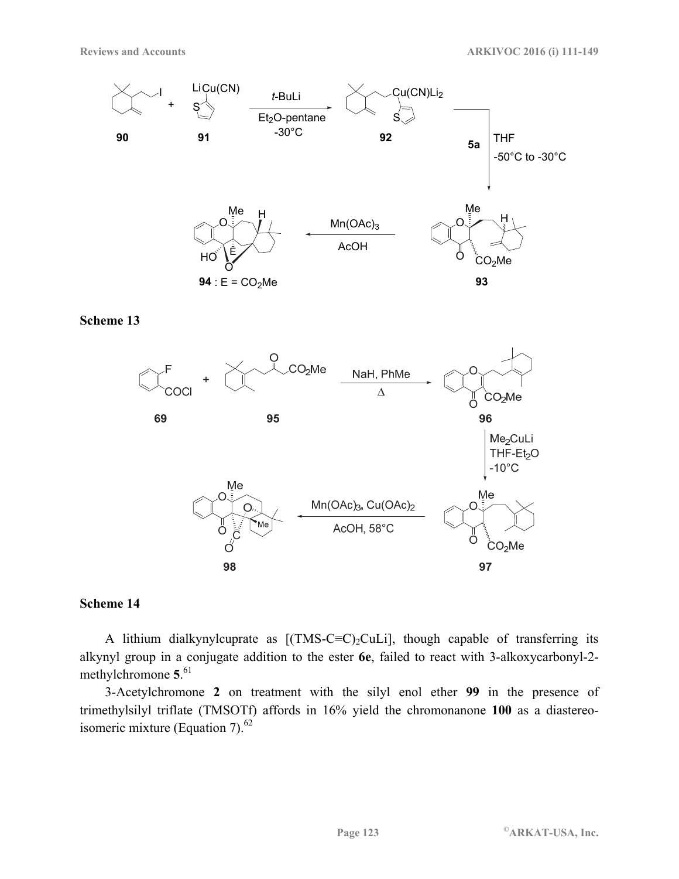**Scheme 13**

**Scheme 14**

A lithium dialkynylcuprate as [(TMS-C≡C)$_2$CuLi], though capable of transferring its alkynyl group in a conjugate addition to the ester **6e**, failed to react with 3-alkoxycarbonyl-2-methylchromone **5**.[61]

3-Acetylchromone **2** on treatment with the silyl enol ether **99** in the presence of trimethylsilyl triflate (TMSOTf) affords in 16% yield the chromonanone **100** as a diastereoisomeric mixture (Equation 7).[62]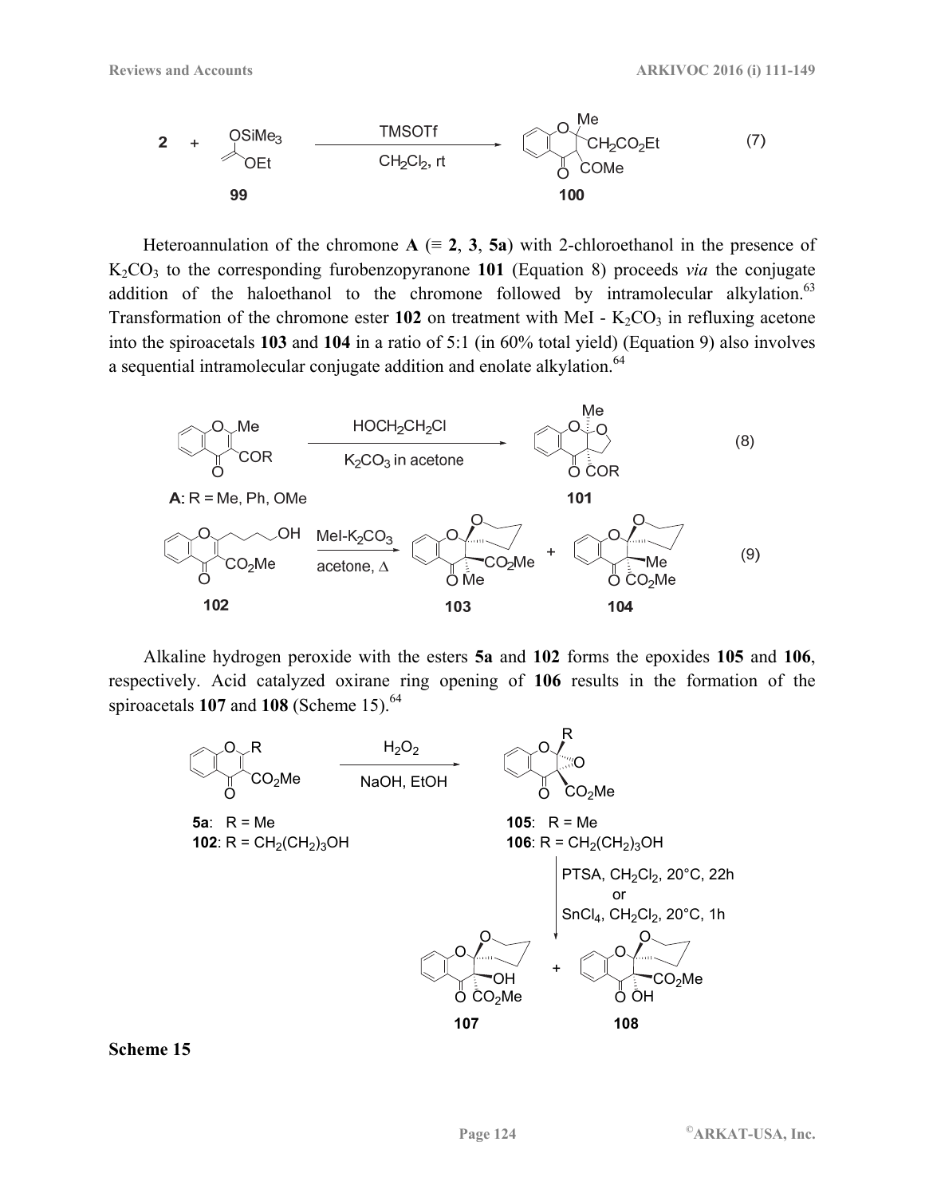**2** + **99** (OSiMe$_3$, OEt) $\xrightarrow[\text{CH}_2\text{Cl}_2\text{, rt}]{\text{TMSOTf}}$ **100** (7)

Heteroannulation of the chromone **A** (≡ **2**, **3**, **5a**) with 2-chloroethanol in the presence of $K_2CO_3$ to the corresponding furobenzopyranone **101** (Equation 8) proceeds *via* the conjugate addition of the haloethanol to the chromone followed by intramolecular alkylation.[63] Transformation of the chromone ester **102** on treatment with MeI - $K_2CO_3$ in refluxing acetone into the spiroacetals **103** and **104** in a ratio of 5:1 (in 60% total yield) (Equation 9) also involves a sequential intramolecular conjugate addition and enolate alkylation.[64]

**A** $\xrightarrow[\text{K}_2\text{CO}_3\text{ in acetone}]{\text{HOCH}_2\text{CH}_2\text{Cl}}$ **101** (8)

**A**: R = Me, Ph, OMe

**102** $\xrightarrow[\text{acetone, }\Delta]{\text{MeI-K}_2\text{CO}_3}$ **103** + **104** (9)

Alkaline hydrogen peroxide with the esters **5a** and **102** forms the epoxides **105** and **106**, respectively. Acid catalyzed oxirane ring opening of **106** results in the formation of the spiroacetals **107** and **108** (Scheme 15).[64]

**5a**: R = Me
**102**: R = $CH_2(CH_2)_3OH$

$\xrightarrow[\text{NaOH, EtOH}]{\text{H}_2\text{O}_2}$

**105**: R = Me
**106**: R = $CH_2(CH_2)_3OH$

PTSA, $CH_2Cl_2$, 20°C, 22h
or
$SnCl_4$, $CH_2Cl_2$, 20°C, 1h

**107** + **108**

**Scheme 15**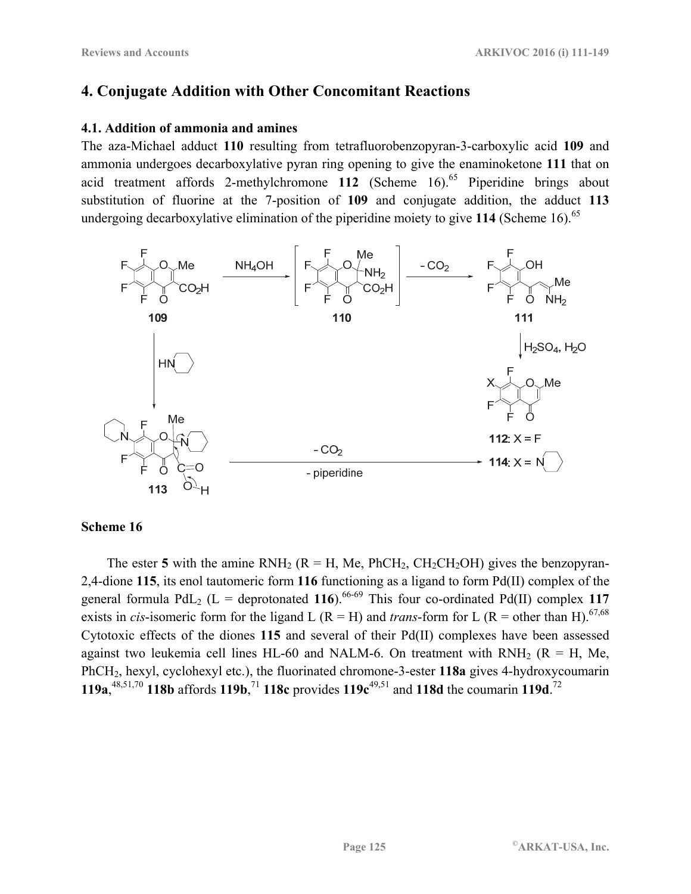## 4. Conjugate Addition with Other Concomitant Reactions

### 4.1. Addition of ammonia and amines

The aza-Michael adduct **110** resulting from tetrafluorobenzopyran-3-carboxylic acid **109** and ammonia undergoes decarboxylative pyran ring opening to give the enaminoketone **111** that on acid treatment affords 2-methylchromone **112** (Scheme 16).[65] Piperidine brings about substitution of fluorine at the 7-position of **109** and conjugate addition, the adduct **113** undergoing decarboxylative elimination of the piperidine moiety to give **114** (Scheme 16).[65]

**Scheme 16**

The ester **5** with the amine $RNH_2$ (R = H, Me, $PhCH_2$, $CH_2CH_2OH$) gives the benzopyran-2,4-dione **115**, its enol tautomeric form **116** functioning as a ligand to form Pd(II) complex of the general formula $PdL_2$ (L = deprotonated **116**).[66-69] This four co-ordinated Pd(II) complex **117** exists in *cis*-isomeric form for the ligand L (R = H) and *trans*-form for L (R = other than H).[67,68] Cytotoxic effects of the diones **115** and several of their Pd(II) complexes have been assessed against two leukemia cell lines HL-60 and NALM-6. On treatment with $RNH_2$ (R = H, Me, $PhCH_2$, hexyl, cyclohexyl etc.), the fluorinated chromone-3-ester **118a** gives 4-hydroxycoumarin **119a**,[48,51,70] **118b** affords **119b**,[71] **118c** provides **119c**[49,51] and **118d** the coumarin **119d**.[72]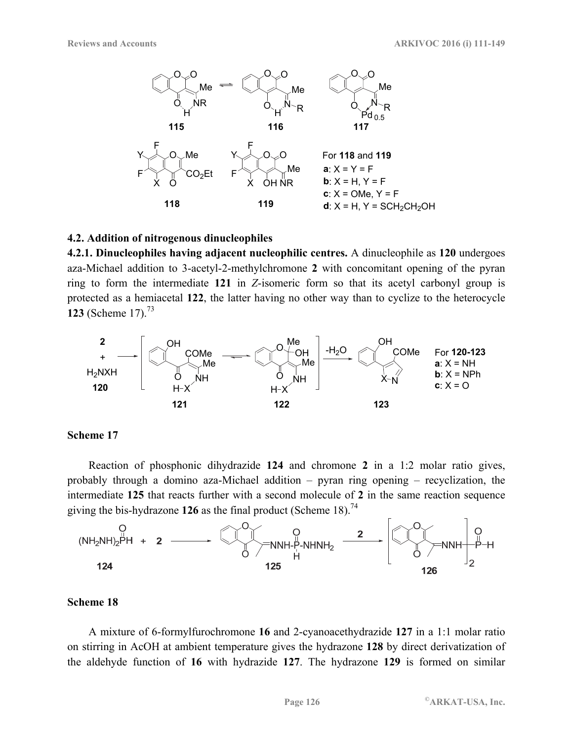For **118** and **119**
**a**: X = Y = F
**b**: X = H, Y = F
**c**: X = OMe, Y = F
**d**: X = H, Y = $SCH_2CH_2OH$

### 4.2. Addition of nitrogenous dinucleophiles

**4.2.1. Dinucleophiles having adjacent nucleophilic centres.** A dinucleophile as **120** undergoes aza-Michael addition to 3-acetyl-2-methylchromone **2** with concomitant opening of the pyran ring to form the intermediate **121** in *Z*-isomeric form so that its acetyl carbonyl group is protected as a hemiacetal **122**, the latter having no other way than to cyclize to the heterocycle **123** (Scheme 17).[73]

For **120-123**
**a**: X = NH
**b**: X = NPh
**c**: X = O

**Scheme 17**

Reaction of phosphonic dihydrazide **124** and chromone **2** in a 1:2 molar ratio gives, probably through a domino aza-Michael addition – pyran ring opening – recyclization, the intermediate **125** that reacts further with a second molecule of **2** in the same reaction sequence giving the bis-hydrazone **126** as the final product (Scheme 18).[74]

**Scheme 18**

A mixture of 6-formylfurochromone **16** and 2-cyanoacethydrazide **127** in a 1:1 molar ratio on stirring in AcOH at ambient temperature gives the hydrazone **128** by direct derivatization of the aldehyde function of **16** with hydrazide **127**. The hydrazone **129** is formed on similar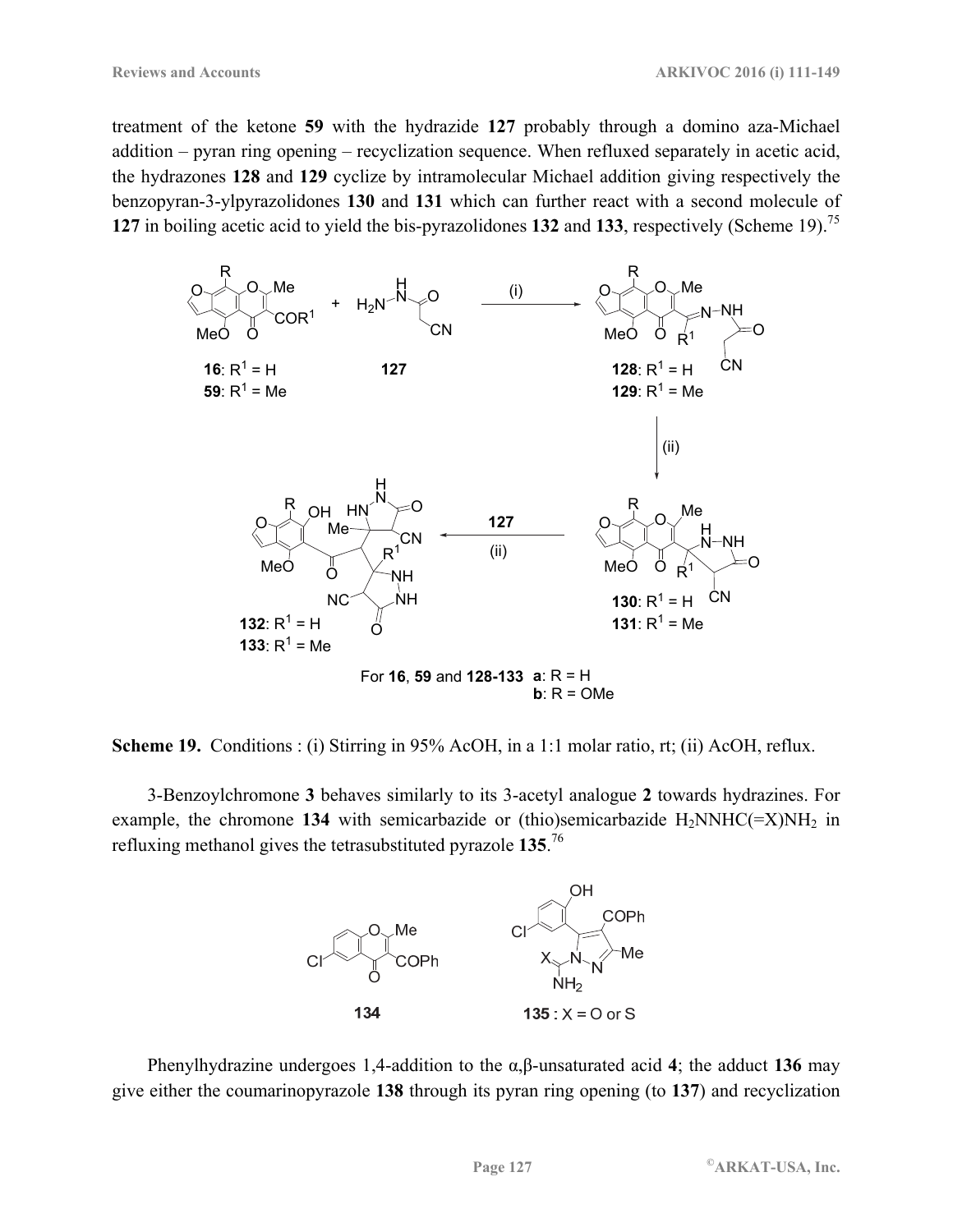treatment of the ketone **59** with the hydrazide **127** probably through a domino aza-Michael addition – pyran ring opening – recyclization sequence. When refluxed separately in acetic acid, the hydrazones **128** and **129** cyclize by intramolecular Michael addition giving respectively the benzopyran-3-ylpyrazolidones **130** and **131** which can further react with a second molecule of **127** in boiling acetic acid to yield the bis-pyrazolidones **132** and **133**, respectively (Scheme 19).[75]

**Scheme 19.** Conditions : (i) Stirring in 95% AcOH, in a 1:1 molar ratio, rt; (ii) AcOH, reflux.

3-Benzoylchromone **3** behaves similarly to its 3-acetyl analogue **2** towards hydrazines. For example, the chromone **134** with semicarbazide or (thio)semicarbazide $H_2NNHC(=X)NH_2$ in refluxing methanol gives the tetrasubstituted pyrazole **135**.[76]

Phenylhydrazine undergoes 1,4-addition to the α,β-unsaturated acid **4**; the adduct **136** may give either the coumarinopyrazole **138** through its pyran ring opening (to **137**) and recyclization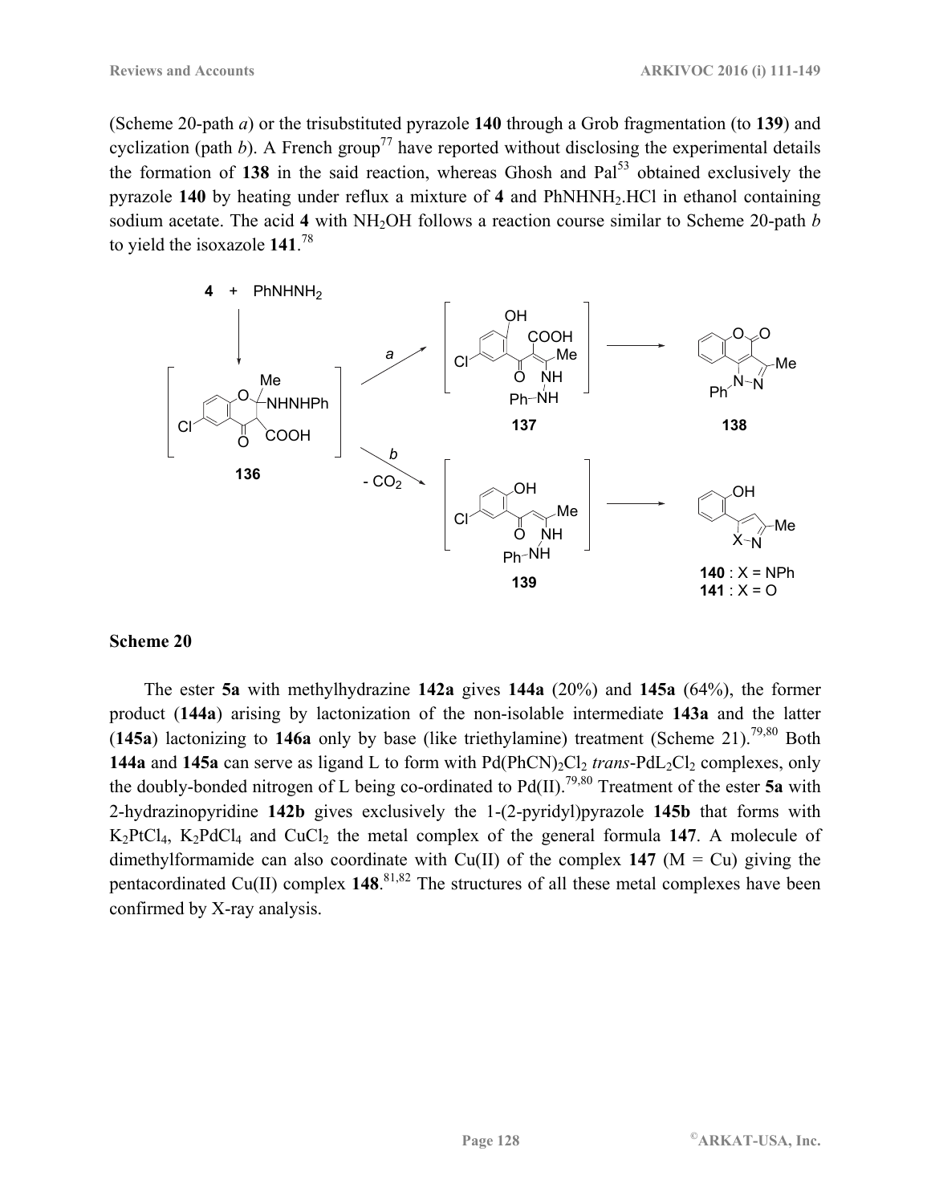(Scheme 20-path *a*) or the trisubstituted pyrazole **140** through a Grob fragmentation (to **139**) and cyclization (path *b*). A French group[77] have reported without disclosing the experimental details the formation of **138** in the said reaction, whereas Ghosh and Pal[53] obtained exclusively the pyrazole **140** by heating under reflux a mixture of **4** and $PhNHNH_2$.HCl in ethanol containing sodium acetate. The acid **4** with $NH_2OH$ follows a reaction course similar to Scheme 20-path *b* to yield the isoxazole **141**.[78]

**Scheme 20**

The ester **5a** with methylhydrazine **142a** gives **144a** (20%) and **145a** (64%), the former product (**144a**) arising by lactonization of the non-isolable intermediate **143a** and the latter (**145a**) lactonizing to **146a** only by base (like triethylamine) treatment (Scheme 21).[79,80] Both **144a** and **145a** can serve as ligand L to form with $Pd(PhCN)_2Cl_2$ *trans*-$PdL_2Cl_2$ complexes, only the doubly-bonded nitrogen of L being co-ordinated to Pd(II).[79,80] Treatment of the ester **5a** with 2-hydrazinopyridine **142b** gives exclusively the 1-(2-pyridyl)pyrazole **145b** that forms with $K_2PtCl_4$, $K_2PdCl_4$ and $CuCl_2$ the metal complex of the general formula **147**. A molecule of dimethylformamide can also coordinate with Cu(II) of the complex **147** (M = Cu) giving the pentacoordinated Cu(II) complex **148**.[81,82] The structures of all these metal complexes have been confirmed by X-ray analysis.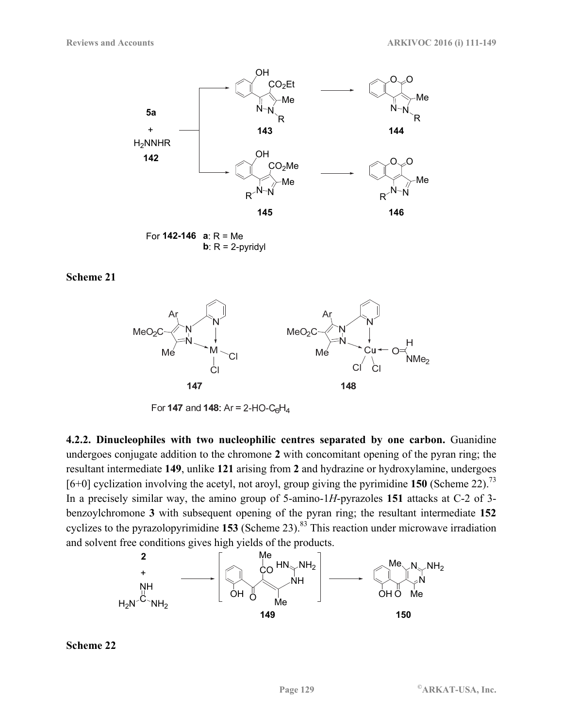For **142-146** **a**: R = Me
**b**: R = 2-pyridyl

**Scheme 21**

For **147** and **148**: Ar = 2-HO-$C_6H_4$

**4.2.2. Dinucleophiles with two nucleophilic centres separated by one carbon.** Guanidine undergoes conjugate addition to the chromone **2** with concomitant opening of the pyran ring; the resultant intermediate **149**, unlike **121** arising from **2** and hydrazine or hydroxylamine, undergoes [6+0] cyclization involving the acetyl, not aroyl, group giving the pyrimidine **150** (Scheme 22).[73] In a precisely similar way, the amino group of 5-amino-1*H*-pyrazoles **151** attacks at C-2 of 3-benzoylchromone **3** with subsequent opening of the pyran ring; the resultant intermediate **152** cyclizes to the pyrazolopyrimidine **153** (Scheme 23).[83] This reaction under microwave irradiation and solvent free conditions gives high yields of the products.

**Scheme 22**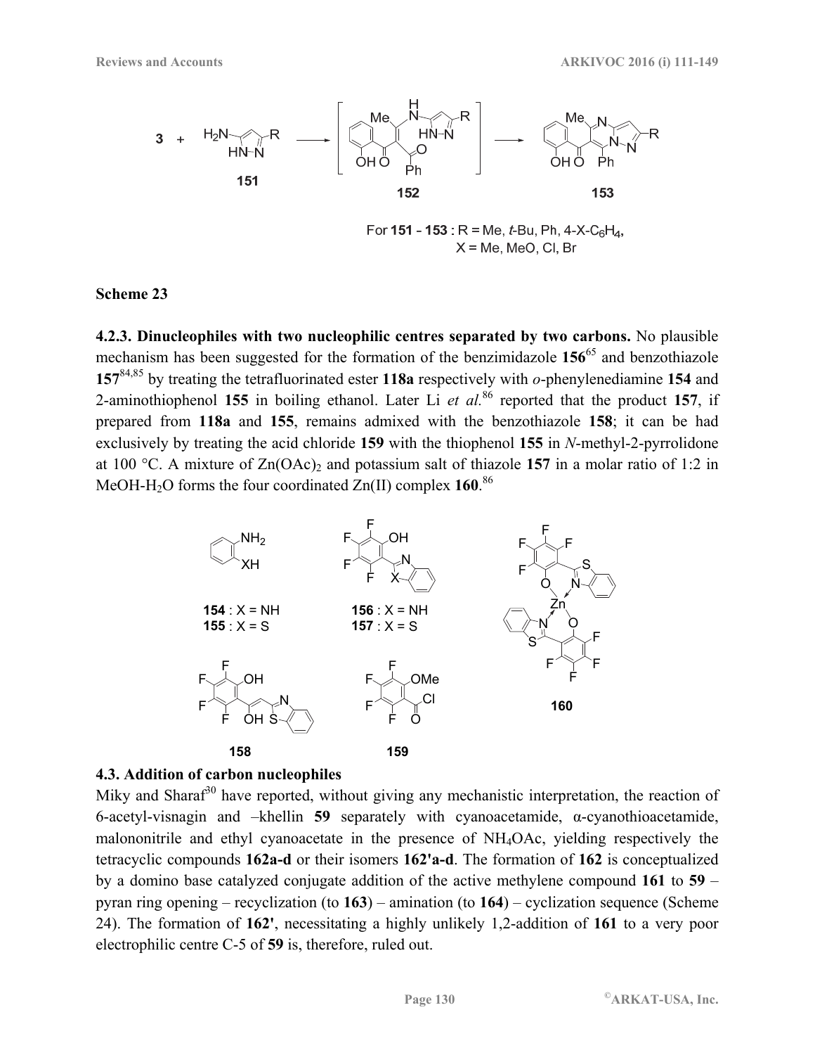For **151** - **153** : R = Me, *t*-Bu, Ph, 4-X-$C_6H_4$, X = Me, MeO, Cl, Br

**Scheme 23**

**4.2.3. Dinucleophiles with two nucleophilic centres separated by two carbons.** No plausible mechanism has been suggested for the formation of the benzimidazole **156**[65] and benzothiazole **157**[84,85] by treating the tetrafluorinated ester **118a** respectively with *o*-phenylenediamine **154** and 2-aminothiophenol **155** in boiling ethanol. Later Li *et al.*[86] reported that the product **157**, if prepared from **118a** and **155**, remains admixed with the benzothiazole **158**; it can be had exclusively by treating the acid chloride **159** with the thiophenol **155** in *N*-methyl-2-pyrrolidone at 100 °C. A mixture of $Zn(OAc)_2$ and potassium salt of thiazole **157** in a molar ratio of 1:2 in MeOH-$H_2O$ forms the four coordinated Zn(II) complex **160**.[86]

**154** : X = NH
**155** : X = S

**156** : X = NH
**157** : X = S

**158**

**159**

**160**

## 4.3. Addition of carbon nucleophiles

Miky and Sharaf[30] have reported, without giving any mechanistic interpretation, the reaction of 6-acetyl-visnagin and –khellin **59** separately with cyanoacetamide, α-cyanothioacetamide, malononitrile and ethyl cyanoacetate in the presence of $NH_4OAc$, yielding respectively the tetracyclic compounds **162a-d** or their isomers **162'a-d**. The formation of **162** is conceptualized by a domino base catalyzed conjugate addition of the active methylene compound **161** to **59** – pyran ring opening – recyclization (to **163**) – amination (to **164**) – cyclization sequence (Scheme 24). The formation of **162'**, necessitating a highly unlikely 1,2-addition of **161** to a very poor electrophilic centre C-5 of **59** is, therefore, ruled out.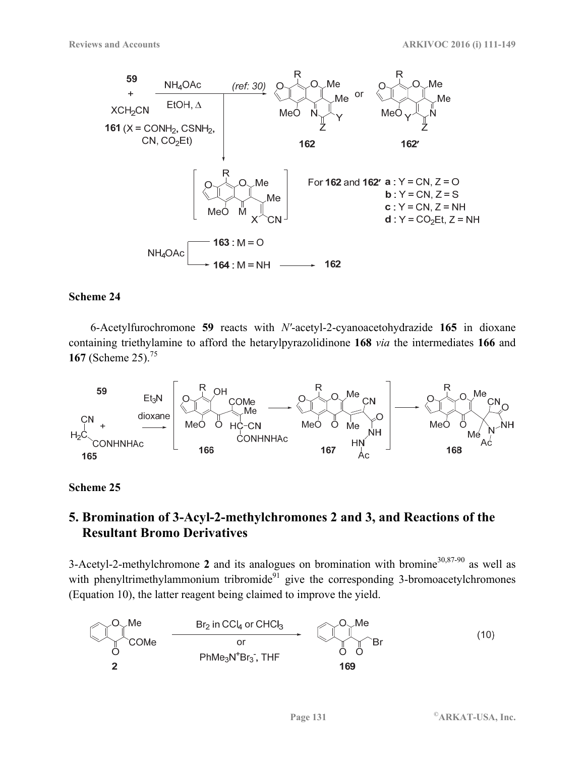**Scheme 24**

6-Acetylfurochromone **59** reacts with *N′*-acetyl-2-cyanoacetohydrazide **165** in dioxane containing triethylamine to afford the hetarylpyrazolidinone **168** *via* the intermediates **166** and **167** (Scheme 25).[75]

**Scheme 25**

## 5. Bromination of 3-Acyl-2-methylchromones 2 and 3, and Reactions of the Resultant Bromo Derivatives

3-Acetyl-2-methylchromone **2** and its analogues on bromination with bromine[30,87-90] as well as with phenyltrimethylammonium tribromide[91] give the corresponding 3-bromoacetylchromones (Equation 10), the latter reagent being claimed to improve the yield.

(10)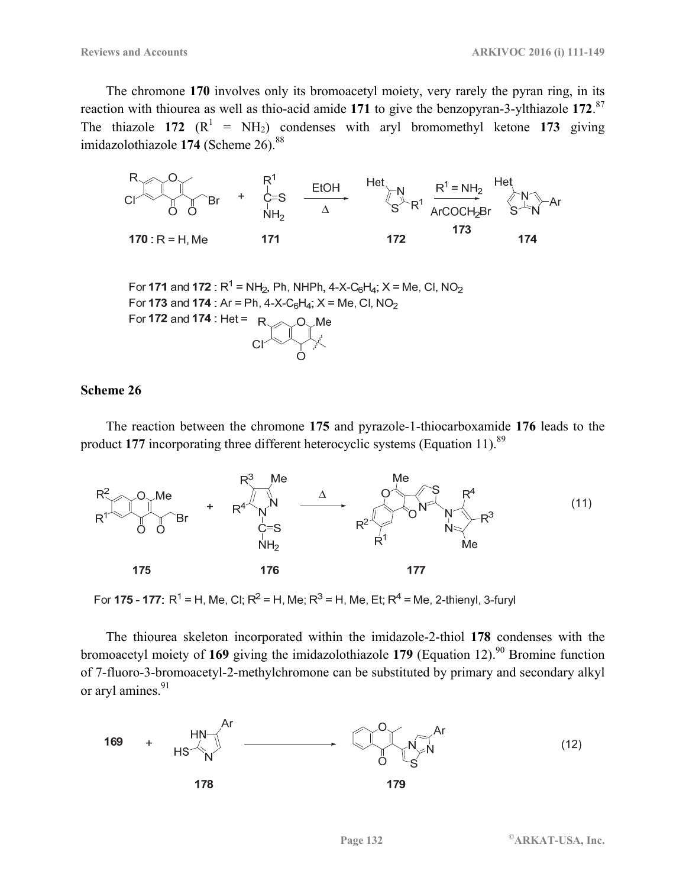The chromone **170** involves only its bromoacetyl moiety, very rarely the pyran ring, in its reaction with thiourea as well as thio-acid amide **171** to give the benzopyran-3-ylthiazole **172**.[87] The thiazole **172** ($R^1$ = $NH_2$) condenses with aryl bromomethyl ketone **173** giving imidazolothiazole **174** (Scheme 26).[88]

For **171** and **172** : $R^1$ = $NH_2$, Ph, NHPh, 4-X-$C_6H_4$; X = Me, Cl, $NO_2$

For **173** and **174** : Ar = Ph, 4-X-$C_6H_4$; X = Me, Cl, $NO_2$

For **172** and **174** : Het =

**Scheme 26**

The reaction between the chromone **175** and pyrazole-1-thiocarboxamide **176** leads to the product **177** incorporating three different heterocyclic systems (Equation 11).[89]

(11)

For **175** - **177**: $R^1$ = H, Me, Cl; $R^2$ = H, Me; $R^3$ = H, Me, Et; $R^4$ = Me, 2-thienyl, 3-furyl

The thiourea skeleton incorporated within the imidazole-2-thiol **178** condenses with the bromoacetyl moiety of **169** giving the imidazolothiazole **179** (Equation 12).[90] Bromine function of 7-fluoro-3-bromoacetyl-2-methylchromone can be substituted by primary and secondary alkyl or aryl amines.[91]

(12)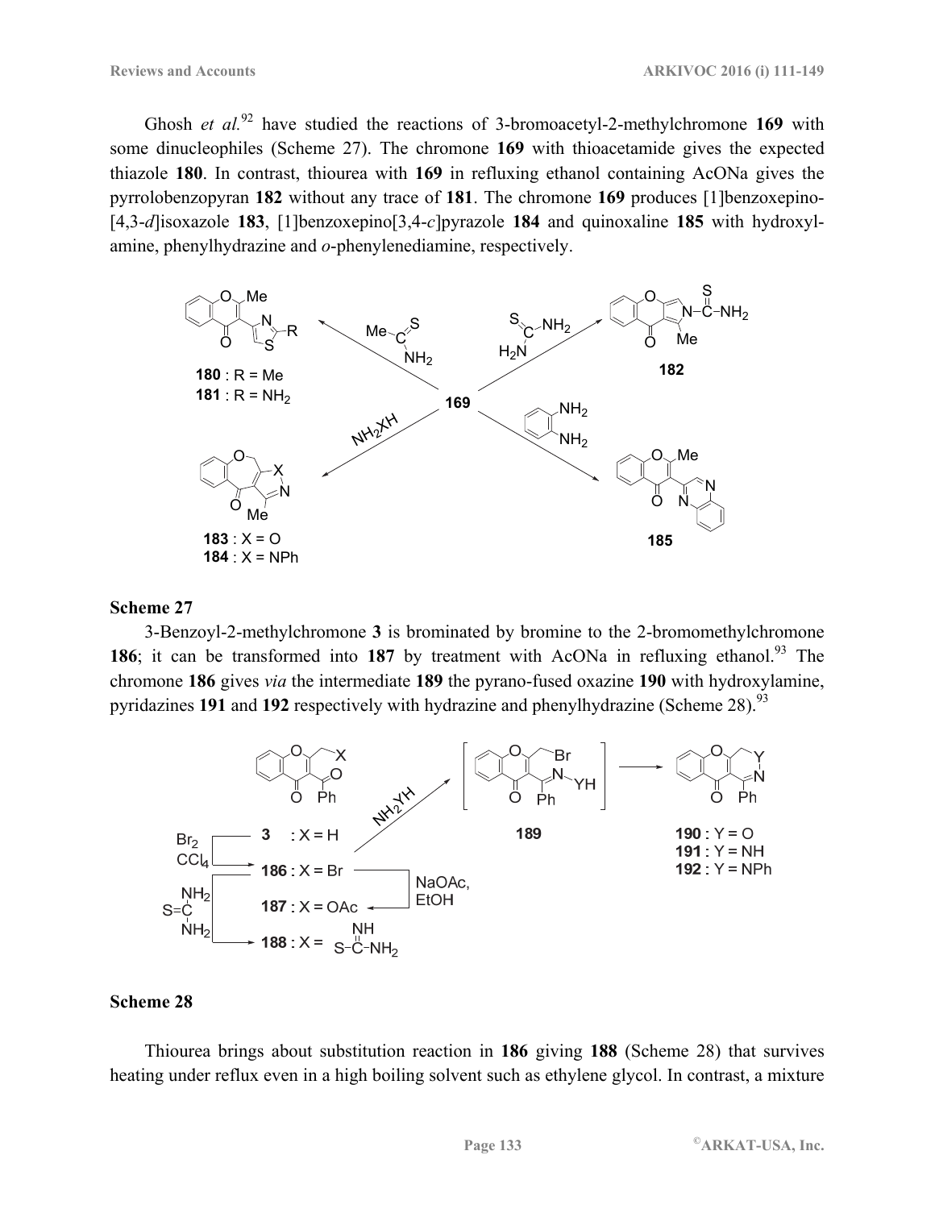Ghosh *et al.*[92] have studied the reactions of 3-bromoacetyl-2-methylchromone **169** with some dinucleophiles (Scheme 27). The chromone **169** with thioacetamide gives the expected thiazole **180**. In contrast, thiourea with **169** in refluxing ethanol containing AcONa gives the pyrrolobenzopyran **182** without any trace of **181**. The chromone **169** produces [1]benzoxepino-[4,3-*d*]isoxazole **183**, [1]benzoxepino[3,4-*c*]pyrazole **184** and quinoxaline **185** with hydroxylamine, phenylhydrazine and *o*-phenylenediamine, respectively.

**Scheme 27**

3-Benzoyl-2-methylchromone **3** is brominated by bromine to the 2-bromomethylchromone **186**; it can be transformed into **187** by treatment with AcONa in refluxing ethanol.[93] The chromone **186** gives *via* the intermediate **189** the pyrano-fused oxazine **190** with hydroxylamine, pyridazines **191** and **192** respectively with hydrazine and phenylhydrazine (Scheme 28).[93]

**Scheme 28**

Thiourea brings about substitution reaction in **186** giving **188** (Scheme 28) that survives heating under reflux even in a high boiling solvent such as ethylene glycol. In contrast, a mixture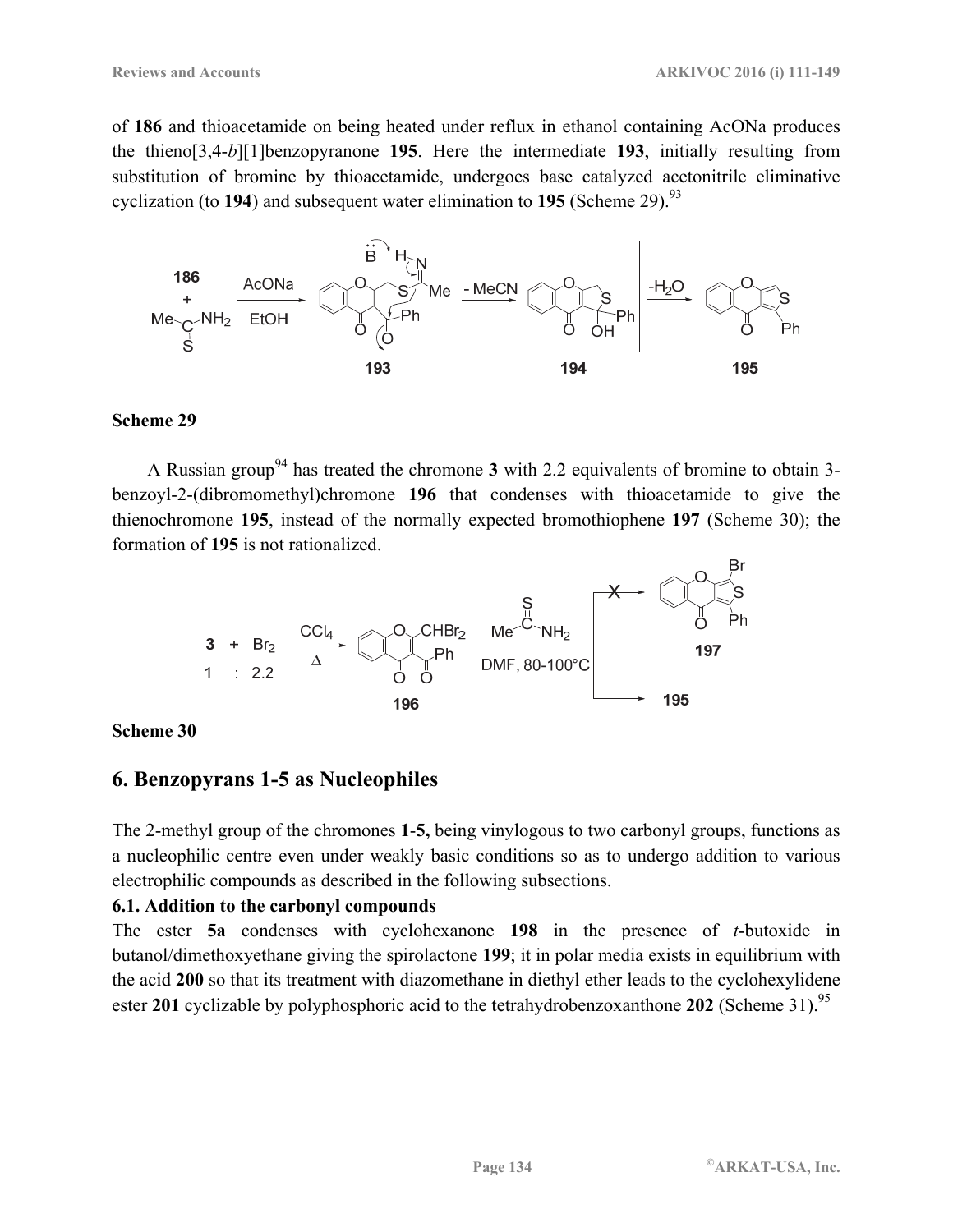of **186** and thioacetamide on being heated under reflux in ethanol containing AcONa produces the thieno[3,4-*b*][1]benzopyranone **195**. Here the intermediate **193**, initially resulting from substitution of bromine by thioacetamide, undergoes base catalyzed acetonitrile eliminative cyclization (to **194**) and subsequent water elimination to **195** (Scheme 29).[93]

**Scheme 29**

A Russian group[94] has treated the chromone **3** with 2.2 equivalents of bromine to obtain 3-benzoyl-2-(dibromomethyl)chromone **196** that condenses with thioacetamide to give the thienochromone **195**, instead of the normally expected bromothiophene **197** (Scheme 30); the formation of **195** is not rationalized.

**Scheme 30**

## 6. Benzopyrans 1-5 as Nucleophiles

The 2-methyl group of the chromones **1**-**5,** being vinylogous to two carbonyl groups, functions as a nucleophilic centre even under weakly basic conditions so as to undergo addition to various electrophilic compounds as described in the following subsections.

### 6.1. Addition to the carbonyl compounds

The ester **5a** condenses with cyclohexanone **198** in the presence of *t*-butoxide in butanol/dimethoxyethane giving the spirolactone **199**; it in polar media exists in equilibrium with the acid **200** so that its treatment with diazomethane in diethyl ether leads to the cyclohexylidene ester **201** cyclizable by polyphosphoric acid to the tetrahydrobenzoxanthone **202** (Scheme 31).[95]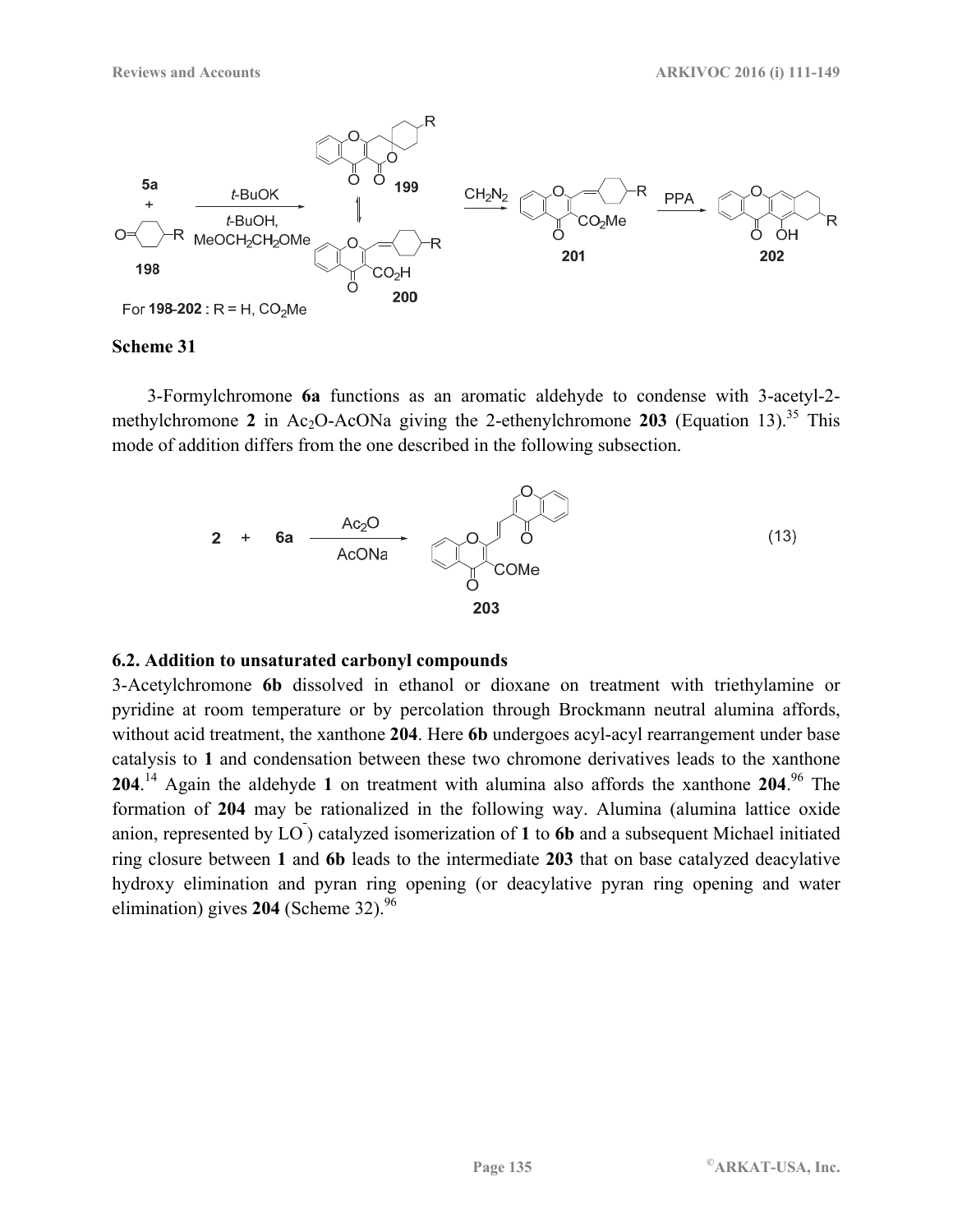**Scheme 31**

3-Formylchromone **6a** functions as an aromatic aldehyde to condense with 3-acetyl-2-methylchromone **2** in $Ac_2O$-AcONa giving the 2-ethenylchromone **203** (Equation 13).[35] This mode of addition differs from the one described in the following subsection.

$$\mathbf{2} + \mathbf{6a} \xrightarrow[\text{AcONa}]{Ac_2O} \mathbf{203} \quad (13)$$

### 6.2. Addition to unsaturated carbonyl compounds

3-Acetylchromone **6b** dissolved in ethanol or dioxane on treatment with triethylamine or pyridine at room temperature or by percolation through Brockmann neutral alumina affords, without acid treatment, the xanthone **204**. Here **6b** undergoes acyl-acyl rearrangement under base catalysis to **1** and condensation between these two chromone derivatives leads to the xanthone **204**.[14] Again the aldehyde **1** on treatment with alumina also affords the xanthone **204**.[96] The formation of **204** may be rationalized in the following way. Alumina (alumina lattice oxide anion, represented by $LO^-$) catalyzed isomerization of **1** to **6b** and a subsequent Michael initiated ring closure between **1** and **6b** leads to the intermediate **203** that on base catalyzed deacylative hydroxy elimination and pyran ring opening (or deacylative pyran ring opening and water elimination) gives **204** (Scheme 32).[96]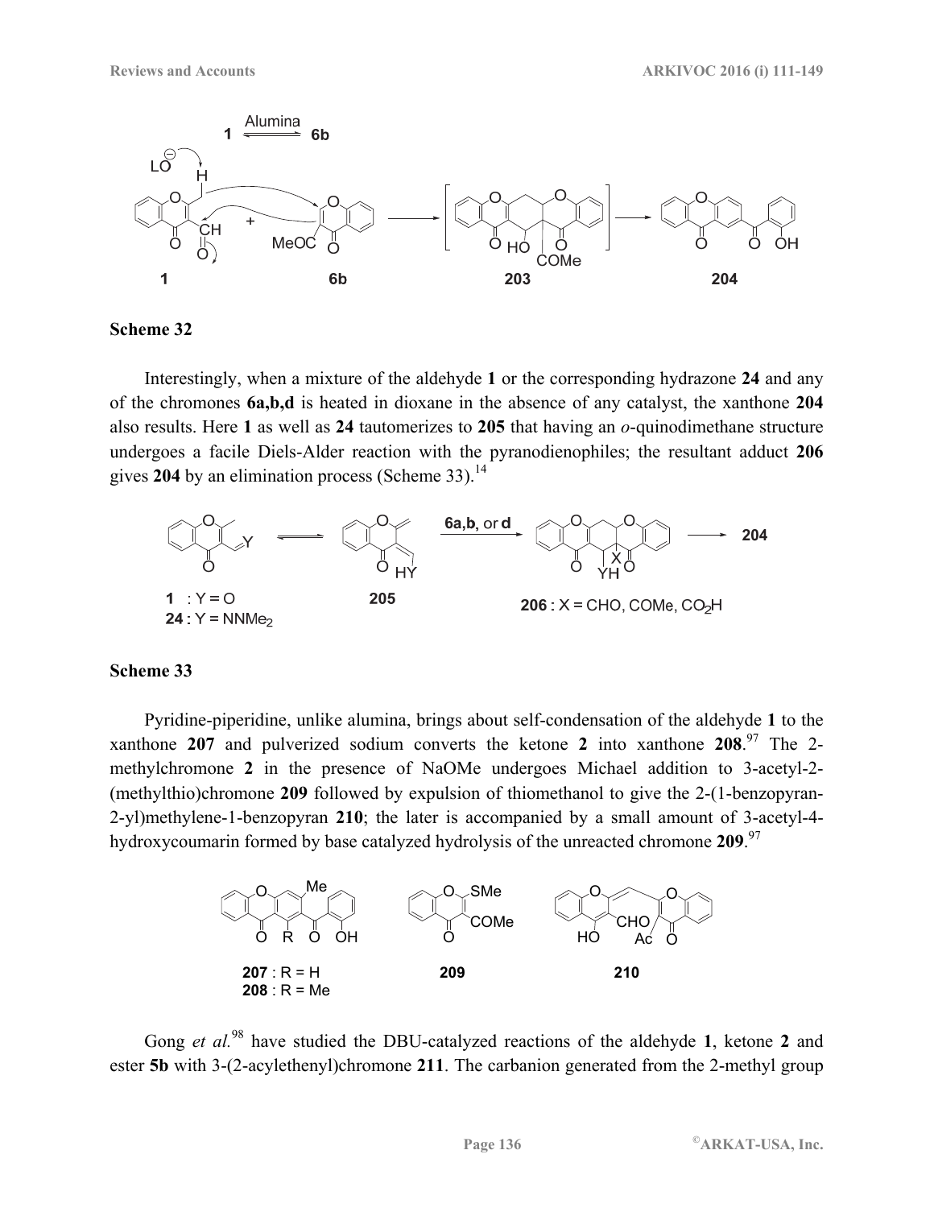**Scheme 32**

Interestingly, when a mixture of the aldehyde **1** or the corresponding hydrazone **24** and any of the chromones **6a,b,d** is heated in dioxane in the absence of any catalyst, the xanthone **204** also results. Here **1** as well as **24** tautomerizes to **205** that having an *o*-quinodimethane structure undergoes a facile Diels-Alder reaction with the pyranodienophiles; the resultant adduct **206** gives **204** by an elimination process (Scheme 33).[14]

**Scheme 33**

Pyridine-piperidine, unlike alumina, brings about self-condensation of the aldehyde **1** to the xanthone **207** and pulverized sodium converts the ketone **2** into xanthone **208**.[97] The 2-methylchromone **2** in the presence of NaOMe undergoes Michael addition to 3-acetyl-2-(methylthio)chromone **209** followed by expulsion of thiomethanol to give the 2-(1-benzopyran-2-yl)methylene-1-benzopyran **210**; the later is accompanied by a small amount of 3-acetyl-4-hydroxycoumarin formed by base catalyzed hydrolysis of the unreacted chromone **209**.[97]

Gong *et al.*[98] have studied the DBU-catalyzed reactions of the aldehyde **1**, ketone **2** and ester **5b** with 3-(2-acylethenyl)chromone **211**. The carbanion generated from the 2-methyl group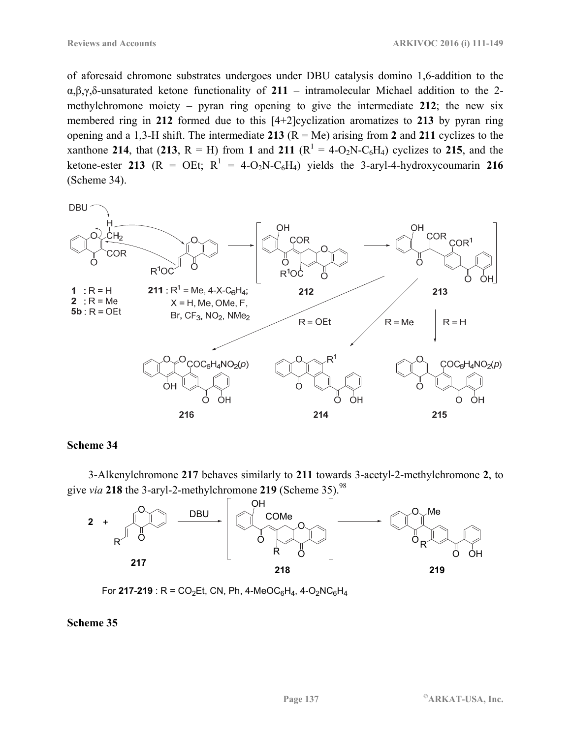of aforesaid chromone substrates undergoes under DBU catalysis domino 1,6-addition to the α,β,γ,δ-unsaturated ketone functionality of **211** – intramolecular Michael addition to the 2-methylchromone moiety – pyran ring opening to give the intermediate **212**; the new six membered ring in **212** formed due to this [4+2]cyclization aromatizes to **213** by pyran ring opening and a 1,3-H shift. The intermediate **213** (R = Me) arising from **2** and **211** cyclizes to the xanthone **214**, that (**213**, R = H) from **1** and **211** ($R^1$ = 4-$O_2N$-$C_6H_4$) cyclizes to **215**, and the ketone-ester **213** (R = OEt; $R^1$ = 4-$O_2N$-$C_6H_4$) yields the 3-aryl-4-hydroxycoumarin **216** (Scheme 34).

**1** : R = H
**2** : R = Me
**5b** : R = OEt

**211** : $R^1$ = Me, 4-X-$C_6H_4$; X = H, Me, OMe, F, Br, $CF_3$, $NO_2$, $NMe_2$

**Scheme 34**

3-Alkenylchromone **217** behaves similarly to **211** towards 3-acetyl-2-methylchromone **2**, to give *via* **218** the 3-aryl-2-methylchromone **219** (Scheme 35).[98]

For **217**-**219** : R = $CO_2Et$, CN, Ph, 4-$MeOC_6H_4$, 4-$O_2NC_6H_4$

**Scheme 35**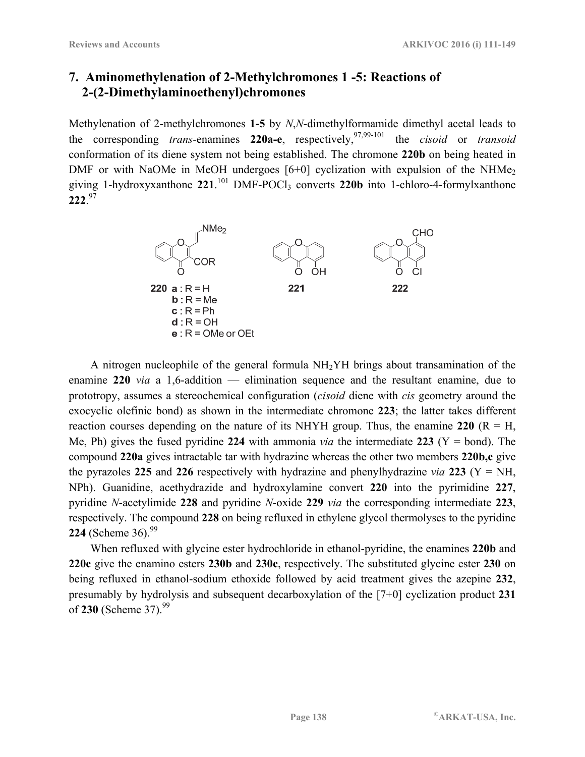## 7. Aminomethylenation of 2-Methylchromones 1 -5: Reactions of 2-(2-Dimethylaminoethenyl)chromones

Methylenation of 2-methylchromones **1-5** by *N*,*N*-dimethylformamide dimethyl acetal leads to the corresponding *trans*-enamines **220a-e**, respectively,[97,99-101] the *cisoid* or *transoid* conformation of its diene system not being established. The chromone **220b** on being heated in DMF or with NaOMe in MeOH undergoes [6+0] cyclization with expulsion of the $NHMe_2$ giving 1-hydroxyxanthone **221**.[101] DMF-$POCl_3$ converts **220b** into 1-chloro-4-formylxanthone **222**.[97]

**220** **a** : R = H; **b** : R = Me; **c** : R = Ph; **d** : R = OH; **e** : R = OMe or OEt

**221**

**222**

A nitrogen nucleophile of the general formula $NH_2YH$ brings about transamination of the enamine **220** *via* a 1,6-addition — elimination sequence and the resultant enamine, due to prototropy, assumes a stereochemical configuration (*cisoid* diene with *cis* geometry around the exocyclic olefinic bond) as shown in the intermediate chromone **223**; the latter takes different reaction courses depending on the nature of its NHYH group. Thus, the enamine **220** (R = H, Me, Ph) gives the fused pyridine **224** with ammonia *via* the intermediate **223** (Y = bond). The compound **220a** gives intractable tar with hydrazine whereas the other two members **220b,c** give the pyrazoles **225** and **226** respectively with hydrazine and phenylhydrazine *via* **223** (Y = NH, NPh). Guanidine, acethydrazide and hydroxylamine convert **220** into the pyrimidine **227**, pyridine *N*-acetylimide **228** and pyridine *N*-oxide **229** *via* the corresponding intermediate **223**, respectively. The compound **228** on being refluxed in ethylene glycol thermolyses to the pyridine **224** (Scheme 36).[99]

When refluxed with glycine ester hydrochloride in ethanol-pyridine, the enamines **220b** and **220c** give the enamino esters **230b** and **230c**, respectively. The substituted glycine ester **230** on being refluxed in ethanol-sodium ethoxide followed by acid treatment gives the azepine **232**, presumably by hydrolysis and subsequent decarboxylation of the [7+0] cyclization product **231** of **230** (Scheme 37).[99]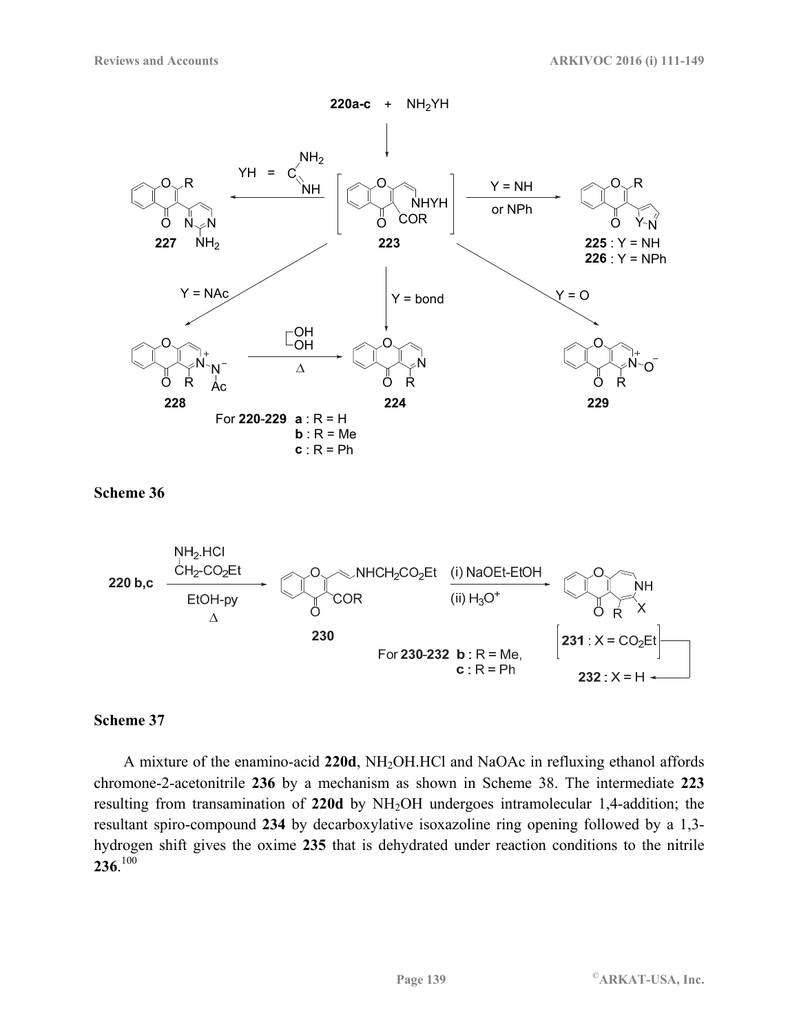**Scheme 36**

**Scheme 37**

A mixture of the enamino-acid **220d**, $NH_2OH.HCl$ and NaOAc in refluxing ethanol affords chromone-2-acetonitrile **236** by a mechanism as shown in Scheme 38. The intermediate **223** resulting from transamination of **220d** by $NH_2OH$ undergoes intramolecular 1,4-addition; the resultant spiro-compound **234** by decarboxylative isoxazoline ring opening followed by a 1,3-hydrogen shift gives the oxime **235** that is dehydrated under reaction conditions to the nitrile **236**.[100]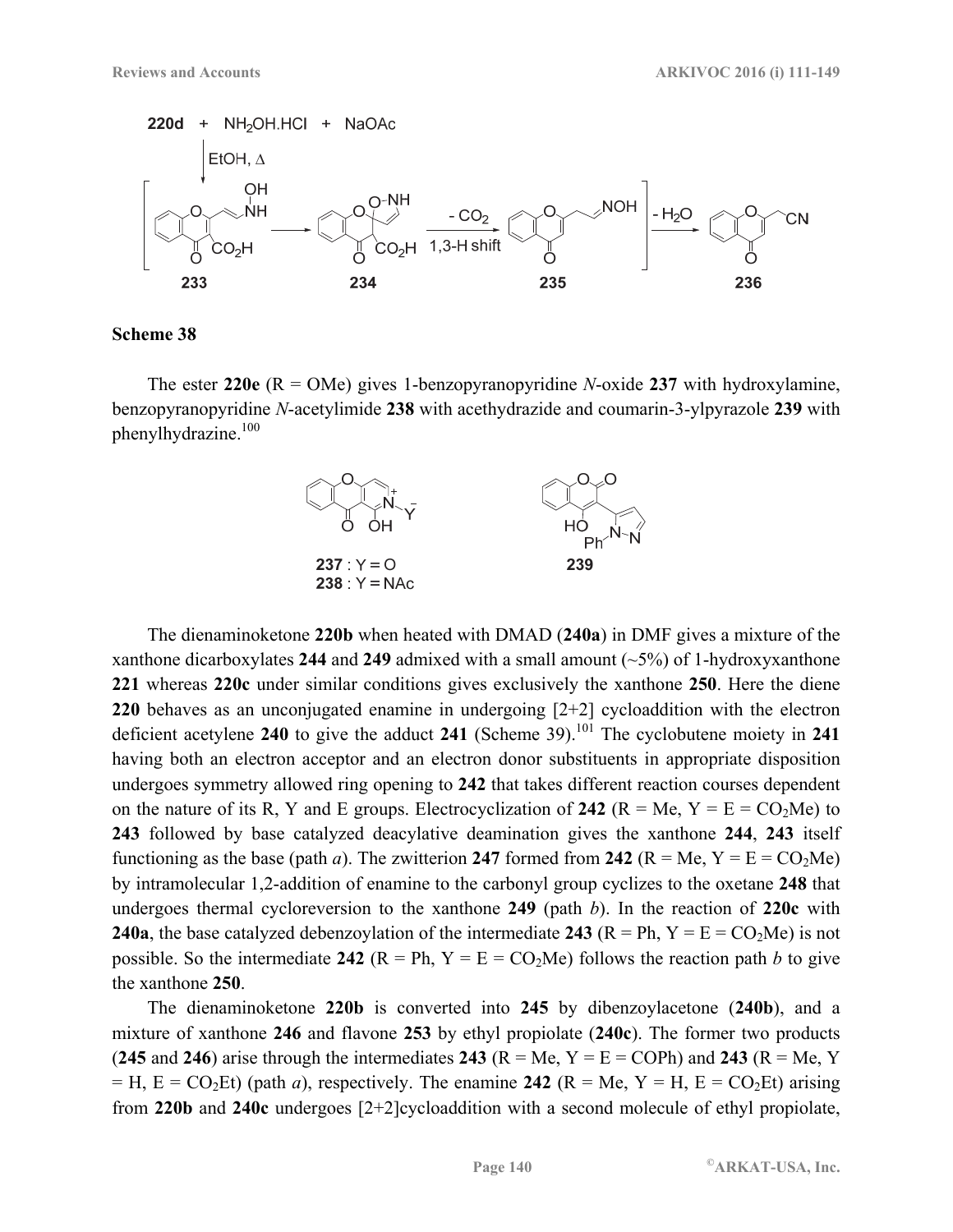220d + $NH_2OH.HCl$ + NaOAc

EtOH, Δ

233 → 234 → (- $CO_2$, 1,3-H shift) 235 → (- $H_2O$) 236

**Scheme 38**

The ester **220e** (R = OMe) gives 1-benzopyranopyridine *N*-oxide **237** with hydroxylamine, benzopyranopyridine *N*-acetylimide **238** with acethydrazide and coumarin-3-ylpyrazole **239** with phenylhydrazine.[100]

**237** : Y = O
**238** : Y = NAc
**239**

The dienaminoketone **220b** when heated with DMAD (**240a**) in DMF gives a mixture of the xanthone dicarboxylates **244** and **249** admixed with a small amount (~5%) of 1-hydroxyxanthone **221** whereas **220c** under similar conditions gives exclusively the xanthone **250**. Here the diene **220** behaves as an unconjugated enamine in undergoing [2+2] cycloaddition with the electron deficient acetylene **240** to give the adduct **241** (Scheme 39).[101] The cyclobutene moiety in **241** having both an electron acceptor and an electron donor substituents in appropriate disposition undergoes symmetry allowed ring opening to **242** that takes different reaction courses dependent on the nature of its R, Y and E groups. Electrocyclization of **242** (R = Me, Y = E = $CO_2Me$) to **243** followed by base catalyzed deacylative deamination gives the xanthone **244**, **243** itself functioning as the base (path *a*). The zwitterion **247** formed from **242** (R = Me, Y = E = $CO_2Me$) by intramolecular 1,2-addition of enamine to the carbonyl group cyclizes to the oxetane **248** that undergoes thermal cycloreversion to the xanthone **249** (path *b*). In the reaction of **220c** with **240a**, the base catalyzed debenzoylation of the intermediate **243** (R = Ph, Y = E = $CO_2Me$) is not possible. So the intermediate **242** (R = Ph, Y = E = $CO_2Me$) follows the reaction path *b* to give the xanthone **250**.

The dienaminoketone **220b** is converted into **245** by dibenzoylacetone (**240b**), and a mixture of xanthone **246** and flavone **253** by ethyl propiolate (**240c**). The former two products (**245** and **246**) arise through the intermediates **243** (R = Me, Y = E = COPh) and **243** (R = Me, Y = H, E = $CO_2Et$) (path *a*), respectively. The enamine **242** (R = Me, Y = H, E = $CO_2Et$) arising from **220b** and **240c** undergoes [2+2]cycloaddition with a second molecule of ethyl propiolate,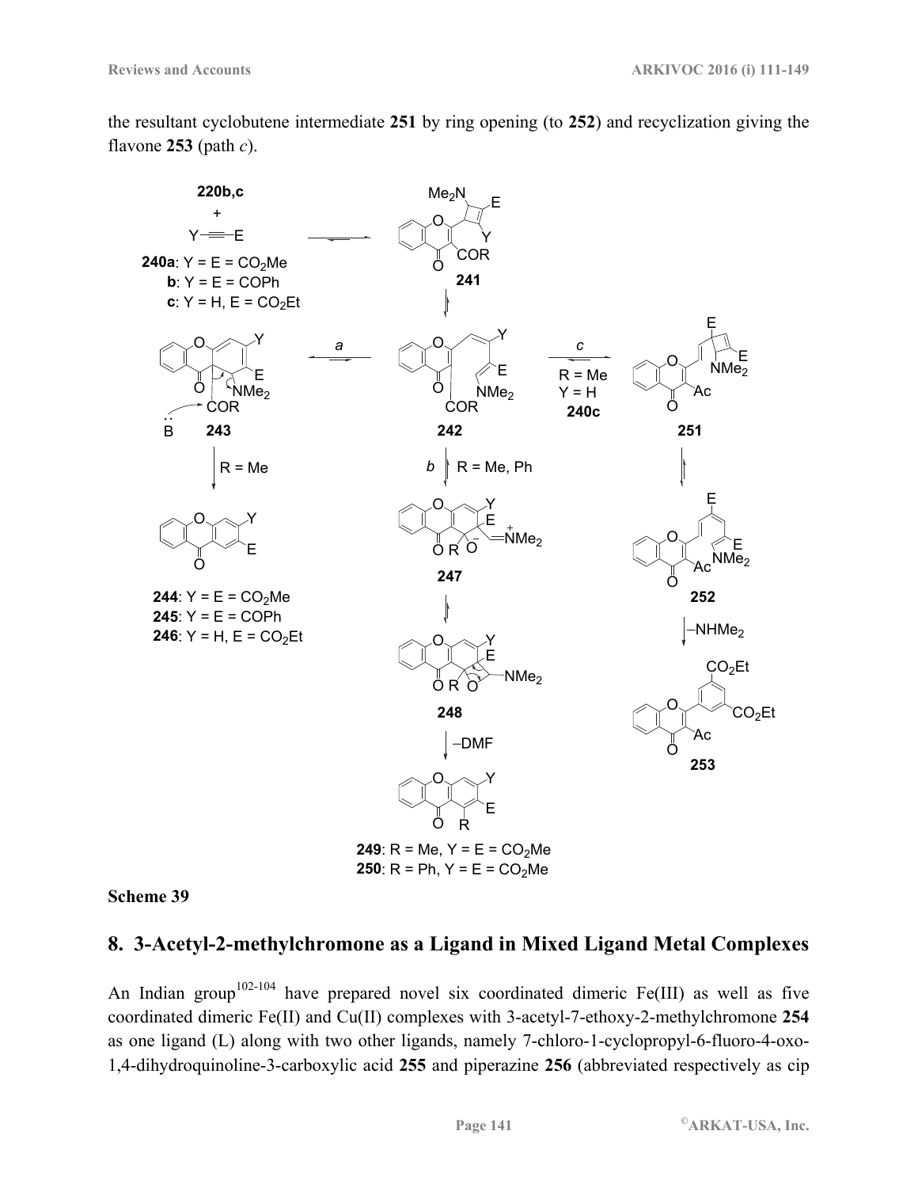the resultant cyclobutene intermediate **251** by ring opening (to **252**) and recyclization giving the flavone **253** (path *c*).

**Scheme 39**

## 8. 3-Acetyl-2-methylchromone as a Ligand in Mixed Ligand Metal Complexes

An Indian group[102-104] have prepared novel six coordinated dimeric Fe(III) as well as five coordinated dimeric Fe(II) and Cu(II) complexes with 3-acetyl-7-ethoxy-2-methylchromone **254** as one ligand (L) along with two other ligands, namely 7-chloro-1-cyclopropyl-6-fluoro-4-oxo-1,4-dihydroquinoline-3-carboxylic acid **255** and piperazine **256** (abbreviated respectively as cip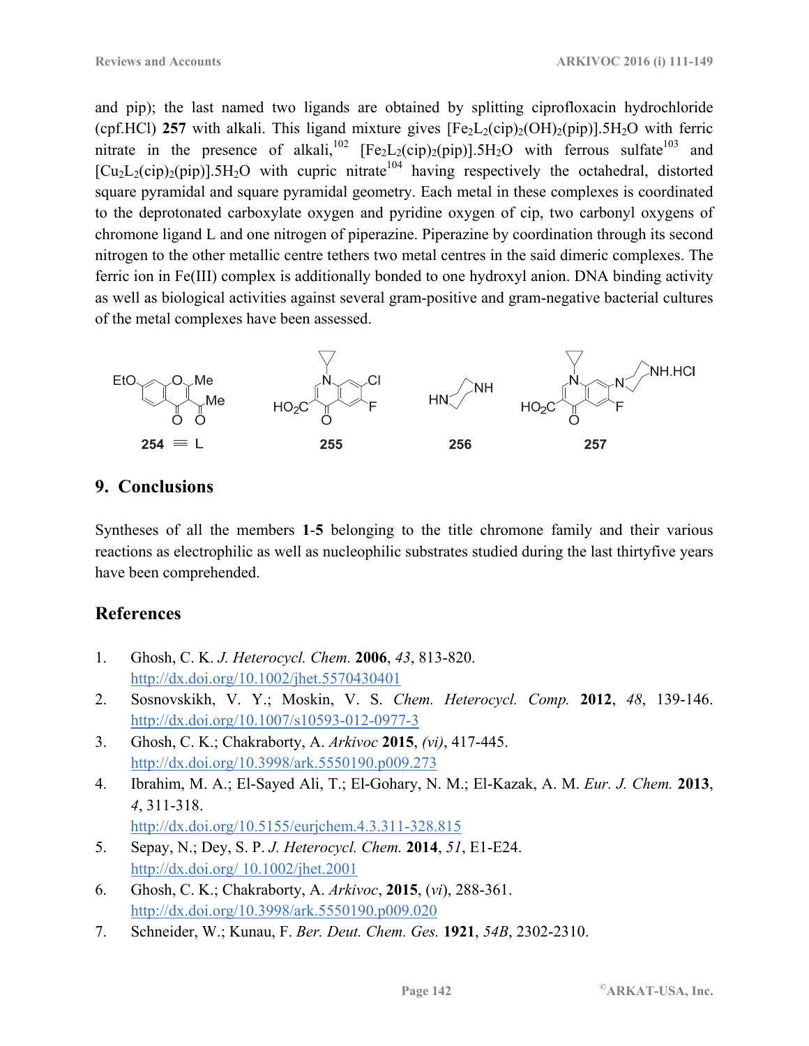and pip); the last named two ligands are obtained by splitting ciprofloxacin hydrochloride (cpf.HCl) **257** with alkali. This ligand mixture gives $[Fe_2L_2(cip)_2(OH)_2(pip)].5H_2O$ with ferric nitrate in the presence of alkali,[102] $[Fe_2L_2(cip)_2(pip)].5H_2O$ with ferrous sulfate[103] and $[Cu_2L_2(cip)_2(pip)].5H_2O$ with cupric nitrate[104] having respectively the octahedral, distorted square pyramidal and square pyramidal geometry. Each metal in these complexes is coordinated to the deprotonated carboxylate oxygen and pyridine oxygen of cip, two carbonyl oxygens of chromone ligand L and one nitrogen of piperazine. Piperazine by coordination through its second nitrogen to the other metallic centre tethers two metal centres in the said dimeric complexes. The ferric ion in Fe(III) complex is additionally bonded to one hydroxyl anion. DNA binding activity as well as biological activities against several gram-positive and gram-negative bacterial cultures of the metal complexes have been assessed.

**254** ≡ L  **255**  **256**  **257**

## 9. Conclusions

Syntheses of all the members **1**-**5** belonging to the title chromone family and their various reactions as electrophilic as well as nucleophilic substrates studied during the last thirtyfive years have been comprehended.

## References

1. Ghosh, C. K. *J. Heterocycl. Chem.* **2006**, *43*, 813-820.
   http://dx.doi.org/10.1002/jhet.5570430401
2. Sosnovskikh, V. Y.; Moskin, V. S. *Chem. Heterocycl. Comp.* **2012**, *48*, 139-146.
   http://dx.doi.org/10.1007/s10593-012-0977-3
3. Ghosh, C. K.; Chakraborty, A. *Arkivoc* **2015**, *(vi)*, 417-445.
   http://dx.doi.org/10.3998/ark.5550190.p009.273
4. Ibrahim, M. A.; El-Sayed Ali, T.; El-Gohary, N. M.; El-Kazak, A. M. *Eur. J. Chem.* **2013**, *4*, 311-318.
   http://dx.doi.org/10.5155/eurjchem.4.3.311-328.815
5. Sepay, N.; Dey, S. P. *J. Heterocycl. Chem.* **2014**, *51*, E1-E24.
   http://dx.doi.org/ 10.1002/jhet.2001
6. Ghosh, C. K.; Chakraborty, A. *Arkivoc*, **2015**, (*vi*), 288-361.
   http://dx.doi.org/10.3998/ark.5550190.p009.020
7. Schneider, W.; Kunau, F. *Ber. Deut. Chem. Ges.* **1921**, *54B*, 2302-2310.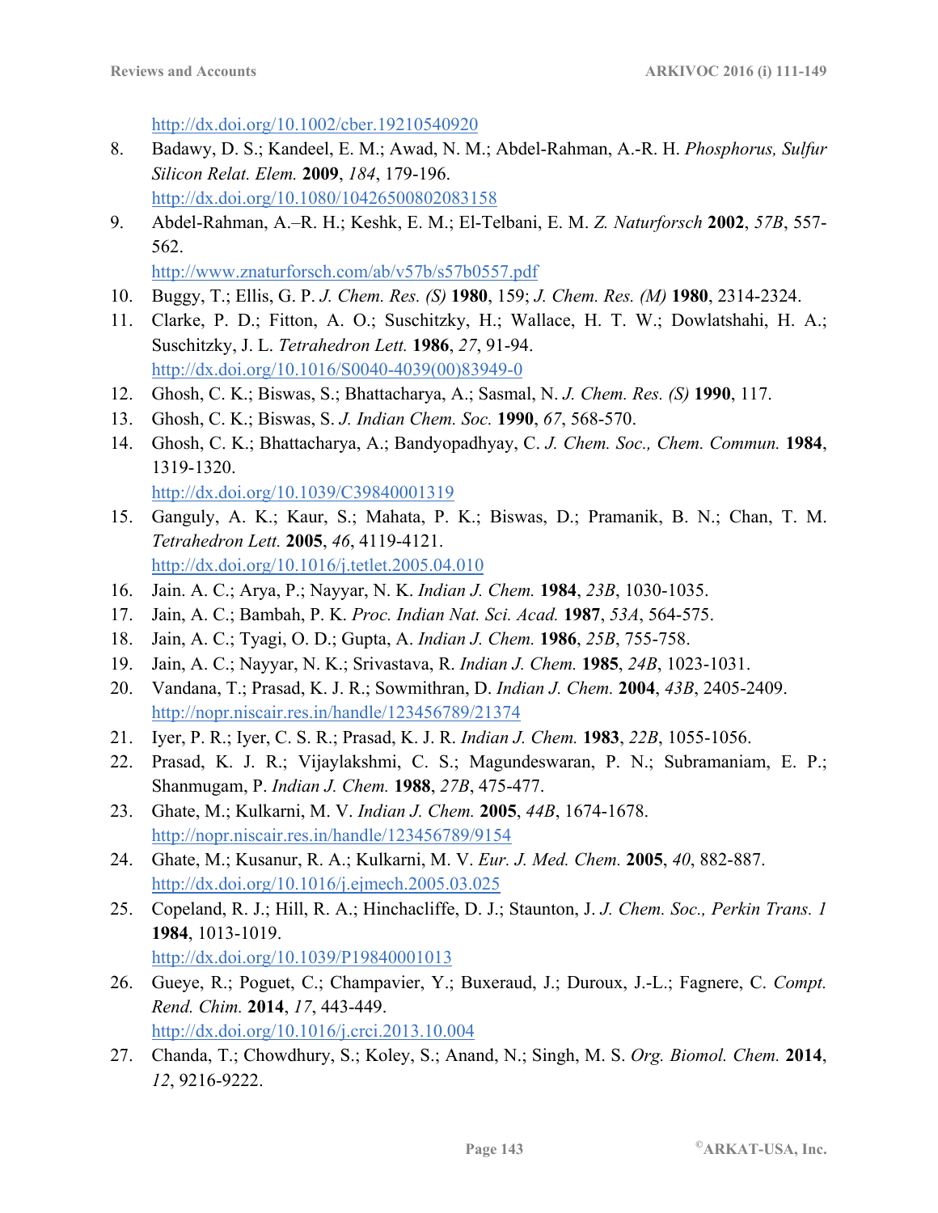http://dx.doi.org/10.1002/cber.19210540920

8. Badawy, D. S.; Kandeel, E. M.; Awad, N. M.; Abdel-Rahman, A.-R. H. *Phosphorus, Sulfur Silicon Relat. Elem.* **2009**, *184*, 179-196.
   http://dx.doi.org/10.1080/10426500802083158
9. Abdel-Rahman, A.–R. H.; Keshk, E. M.; El-Telbani, E. M. *Z. Naturforsch* **2002**, *57B*, 557-562.
   http://www.znaturforsch.com/ab/v57b/s57b0557.pdf
10. Buggy, T.; Ellis, G. P. *J. Chem. Res. (S)* **1980**, 159; *J. Chem. Res. (M)* **1980**, 2314-2324.
11. Clarke, P. D.; Fitton, A. O.; Suschitzky, H.; Wallace, H. T. W.; Dowlatshahi, H. A.; Suschitzky, J. L. *Tetrahedron Lett.* **1986**, *27*, 91-94.
    http://dx.doi.org/10.1016/S0040-4039(00)83949-0
12. Ghosh, C. K.; Biswas, S.; Bhattacharya, A.; Sasmal, N. *J. Chem. Res. (S)* **1990**, 117.
13. Ghosh, C. K.; Biswas, S. *J. Indian Chem. Soc.* **1990**, *67*, 568-570.
14. Ghosh, C. K.; Bhattacharya, A.; Bandyopadhyay, C. *J. Chem. Soc., Chem. Commun.* **1984**, 1319-1320.
    http://dx.doi.org/10.1039/C39840001319
15. Ganguly, A. K.; Kaur, S.; Mahata, P. K.; Biswas, D.; Pramanik, B. N.; Chan, T. M. *Tetrahedron Lett.* **2005**, *46*, 4119-4121.
    http://dx.doi.org/10.1016/j.tetlet.2005.04.010
16. Jain. A. C.; Arya, P.; Nayyar, N. K. *Indian J. Chem.* **1984**, *23B*, 1030-1035.
17. Jain, A. C.; Bambah, P. K. *Proc. Indian Nat. Sci. Acad.* **1987**, *53A*, 564-575.
18. Jain, A. C.; Tyagi, O. D.; Gupta, A. *Indian J. Chem.* **1986**, *25B*, 755-758.
19. Jain, A. C.; Nayyar, N. K.; Srivastava, R. *Indian J. Chem.* **1985**, *24B*, 1023-1031.
20. Vandana, T.; Prasad, K. J. R.; Sowmithran, D. *Indian J. Chem.* **2004**, *43B*, 2405-2409.
    http://nopr.niscair.res.in/handle/123456789/21374
21. Iyer, P. R.; Iyer, C. S. R.; Prasad, K. J. R. *Indian J. Chem.* **1983**, *22B*, 1055-1056.
22. Prasad, K. J. R.; Vijaylakshmi, C. S.; Magundeswaran, P. N.; Subramaniam, E. P.; Shanmugam, P. *Indian J. Chem.* **1988**, *27B*, 475-477.
23. Ghate, M.; Kulkarni, M. V. *Indian J. Chem.* **2005**, *44B*, 1674-1678.
    http://nopr.niscair.res.in/handle/123456789/9154
24. Ghate, M.; Kusanur, R. A.; Kulkarni, M. V. *Eur. J. Med. Chem.* **2005**, *40*, 882-887.
    http://dx.doi.org/10.1016/j.ejmech.2005.03.025
25. Copeland, R. J.; Hill, R. A.; Hinchacliffe, D. J.; Staunton, J. *J. Chem. Soc., Perkin Trans. 1* **1984**, 1013-1019.
    http://dx.doi.org/10.1039/P19840001013
26. Gueye, R.; Poguet, C.; Champavier, Y.; Buxeraud, J.; Duroux, J.-L.; Fagnere, C. *Compt. Rend. Chim.* **2014**, *17*, 443-449.
    http://dx.doi.org/10.1016/j.crci.2013.10.004
27. Chanda, T.; Chowdhury, S.; Koley, S.; Anand, N.; Singh, M. S. *Org. Biomol. Chem.* **2014**, *12*, 9216-9222.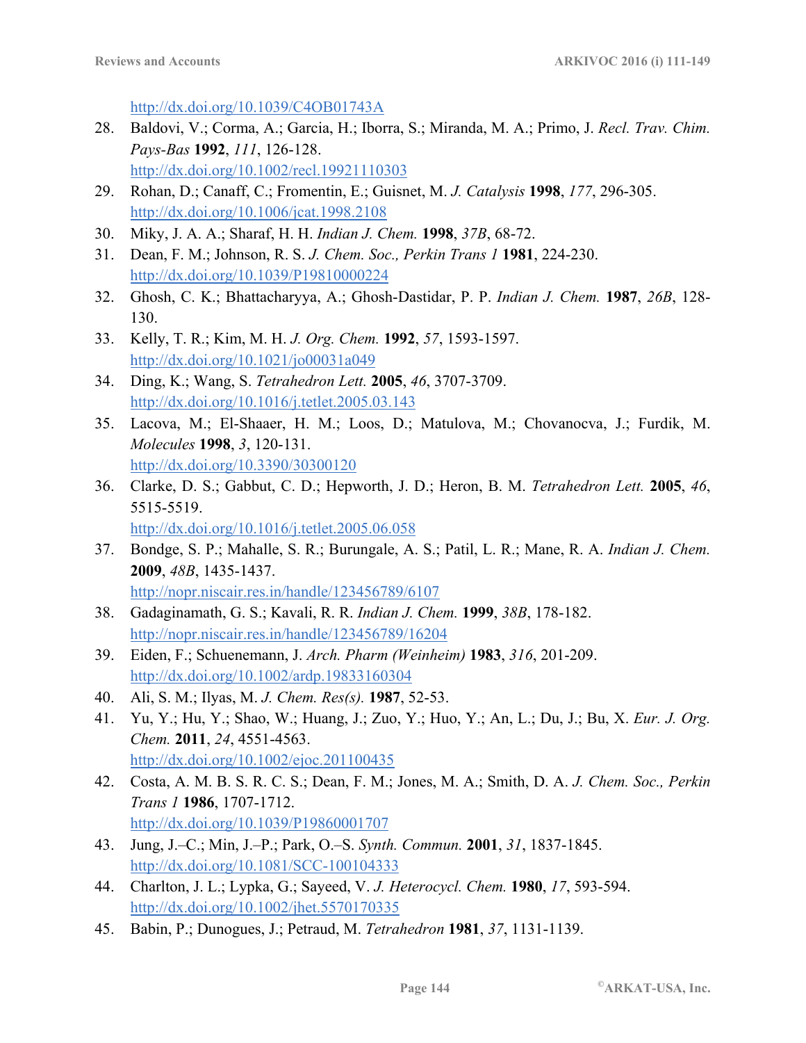http://dx.doi.org/10.1039/C4OB01743A

28. Baldovi, V.; Corma, A.; Garcia, H.; Iborra, S.; Miranda, M. A.; Primo, J. *Recl. Trav. Chim. Pays-Bas* **1992**, *111*, 126-128.
    http://dx.doi.org/10.1002/recl.19921110303
29. Rohan, D.; Canaff, C.; Fromentin, E.; Guisnet, M. *J. Catalysis* **1998**, *177*, 296-305.
    http://dx.doi.org/10.1006/jcat.1998.2108
30. Miky, J. A. A.; Sharaf, H. H. *Indian J. Chem.* **1998**, *37B*, 68-72.
31. Dean, F. M.; Johnson, R. S. *J. Chem. Soc., Perkin Trans 1* **1981**, 224-230.
    http://dx.doi.org/10.1039/P19810000224
32. Ghosh, C. K.; Bhattacharyya, A.; Ghosh-Dastidar, P. P. *Indian J. Chem.* **1987**, *26B*, 128-130.
33. Kelly, T. R.; Kim, M. H. *J. Org. Chem.* **1992**, *57*, 1593-1597.
    http://dx.doi.org/10.1021/jo00031a049
34. Ding, K.; Wang, S. *Tetrahedron Lett.* **2005**, *46*, 3707-3709.
    http://dx.doi.org/10.1016/j.tetlet.2005.03.143
35. Lacova, M.; El-Shaaer, H. M.; Loos, D.; Matulova, M.; Chovanocva, J.; Furdik, M. *Molecules* **1998**, *3*, 120-131.
    http://dx.doi.org/10.3390/30300120
36. Clarke, D. S.; Gabbut, C. D.; Hepworth, J. D.; Heron, B. M. *Tetrahedron Lett.* **2005**, *46*, 5515-5519.
    http://dx.doi.org/10.1016/j.tetlet.2005.06.058
37. Bondge, S. P.; Mahalle, S. R.; Burungale, A. S.; Patil, L. R.; Mane, R. A. *Indian J. Chem.* **2009**, *48B*, 1435-1437.
    http://nopr.niscair.res.in/handle/123456789/6107
38. Gadaginamath, G. S.; Kavali, R. R. *Indian J. Chem.* **1999**, *38B*, 178-182.
    http://nopr.niscair.res.in/handle/123456789/16204
39. Eiden, F.; Schuenemann, J. *Arch. Pharm (Weinheim)* **1983**, *316*, 201-209.
    http://dx.doi.org/10.1002/ardp.19833160304
40. Ali, S. M.; Ilyas, M. *J. Chem. Res(s).* **1987**, 52-53.
41. Yu, Y.; Hu, Y.; Shao, W.; Huang, J.; Zuo, Y.; Huo, Y.; An, L.; Du, J.; Bu, X. *Eur. J. Org. Chem.* **2011**, *24*, 4551-4563.
    http://dx.doi.org/10.1002/ejoc.201100435
42. Costa, A. M. B. S. R. C. S.; Dean, F. M.; Jones, M. A.; Smith, D. A. *J. Chem. Soc., Perkin Trans 1* **1986**, 1707-1712.
    http://dx.doi.org/10.1039/P19860001707
43. Jung, J.–C.; Min, J.–P.; Park, O.–S. *Synth. Commun.* **2001**, *31*, 1837-1845.
    http://dx.doi.org/10.1081/SCC-100104333
44. Charlton, J. L.; Lypka, G.; Sayeed, V. *J. Heterocycl. Chem.* **1980**, *17*, 593-594.
    http://dx.doi.org/10.1002/jhet.5570170335
45. Babin, P.; Dunogues, J.; Petraud, M. *Tetrahedron* **1981**, *37*, 1131-1139.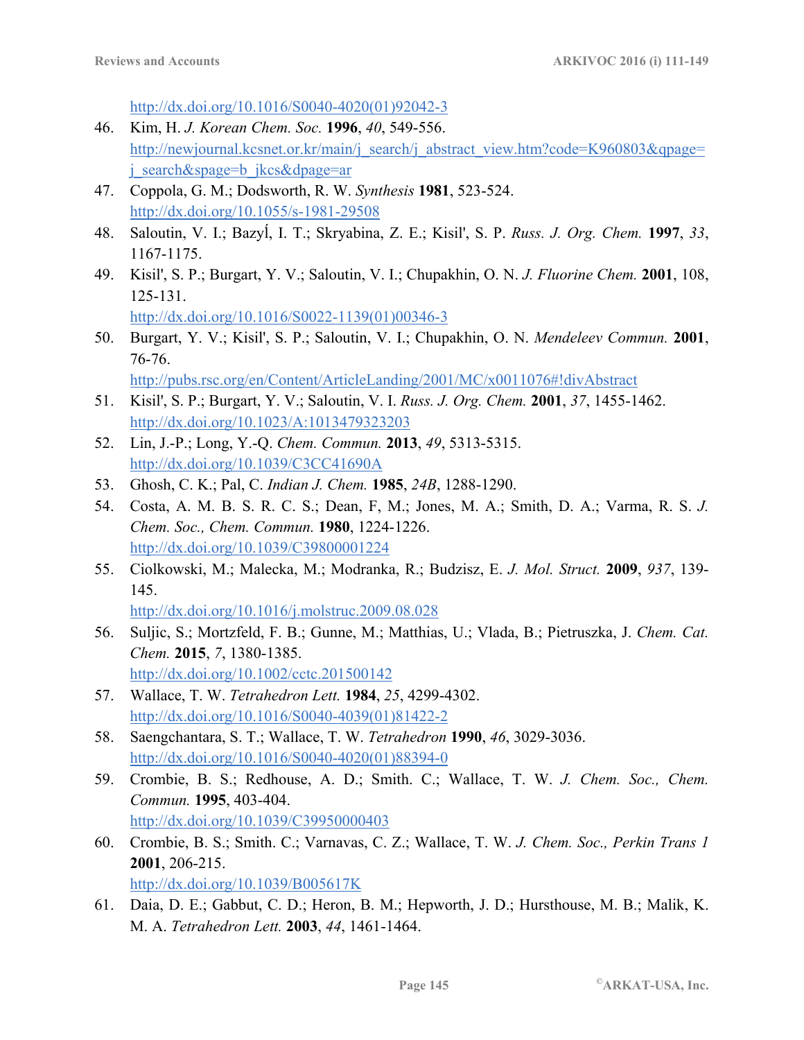http://dx.doi.org/10.1016/S0040-4020(01)92042-3

46. Kim, H. *J. Korean Chem. Soc.* **1996**, *40*, 549-556. http://newjournal.kcsnet.or.kr/main/j_search/j_abstract_view.htm?code=K960803&qpage=j_search&spage=b_jkcs&dpage=ar
47. Coppola, G. M.; Dodsworth, R. W. *Synthesis* **1981**, 523-524. http://dx.doi.org/10.1055/s-1981-29508
48. Saloutin, V. I.; BazyÍ, I. T.; Skryabina, Z. E.; Kisil', S. P. *Russ. J. Org. Chem.* **1997**, *33*, 1167-1175.
49. Kisil', S. P.; Burgart, Y. V.; Saloutin, V. I.; Chupakhin, O. N. *J. Fluorine Chem.* **2001**, 108, 125-131. http://dx.doi.org/10.1016/S0022-1139(01)00346-3
50. Burgart, Y. V.; Kisil', S. P.; Saloutin, V. I.; Chupakhin, O. N. *Mendeleev Commun.* **2001**, 76-76. http://pubs.rsc.org/en/Content/ArticleLanding/2001/MC/x0011076#!divAbstract
51. Kisil', S. P.; Burgart, Y. V.; Saloutin, V. I. *Russ. J. Org. Chem.* **2001**, *37*, 1455-1462. http://dx.doi.org/10.1023/A:1013479323203
52. Lin, J.-P.; Long, Y.-Q. *Chem. Commun.* **2013**, *49*, 5313-5315. http://dx.doi.org/10.1039/C3CC41690A
53. Ghosh, C. K.; Pal, C. *Indian J. Chem.* **1985**, *24B*, 1288-1290.
54. Costa, A. M. B. S. R. C. S.; Dean, F, M.; Jones, M. A.; Smith, D. A.; Varma, R. S. *J. Chem. Soc., Chem. Commun.* **1980**, 1224-1226. http://dx.doi.org/10.1039/C39800001224
55. Ciolkowski, M.; Malecka, M.; Modranka, R.; Budzisz, E. *J. Mol. Struct.* **2009**, *937*, 139-145. http://dx.doi.org/10.1016/j.molstruc.2009.08.028
56. Suljic, S.; Mortzfeld, F. B.; Gunne, M.; Matthias, U.; Vlada, B.; Pietruszka, J. *Chem. Cat. Chem.* **2015**, *7*, 1380-1385. http://dx.doi.org/10.1002/cctc.201500142
57. Wallace, T. W. *Tetrahedron Lett.* **1984**, *25*, 4299-4302. http://dx.doi.org/10.1016/S0040-4039(01)81422-2
58. Saengchantara, S. T.; Wallace, T. W. *Tetrahedron* **1990**, *46*, 3029-3036. http://dx.doi.org/10.1016/S0040-4020(01)88394-0
59. Crombie, B. S.; Redhouse, A. D.; Smith. C.; Wallace, T. W. *J. Chem. Soc., Chem. Commun.* **1995**, 403-404. http://dx.doi.org/10.1039/C39950000403
60. Crombie, B. S.; Smith. C.; Varnavas, C. Z.; Wallace, T. W. *J. Chem. Soc., Perkin Trans 1* **2001**, 206-215. http://dx.doi.org/10.1039/B005617K
61. Daia, D. E.; Gabbut, C. D.; Heron, B. M.; Hepworth, J. D.; Hursthouse, M. B.; Malik, K. M. A. *Tetrahedron Lett.* **2003**, *44*, 1461-1464.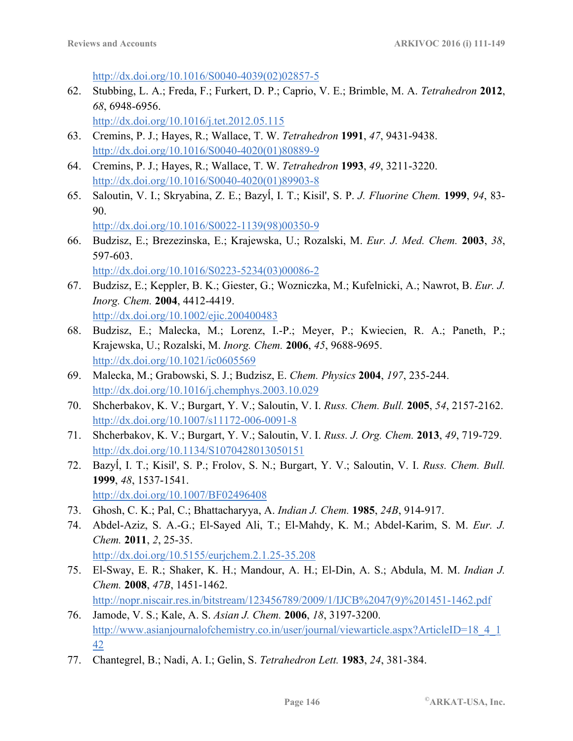http://dx.doi.org/10.1016/S0040-4039(02)02857-5

62. Stubbing, L. A.; Freda, F.; Furkert, D. P.; Caprio, V. E.; Brimble, M. A. *Tetrahedron* **2012**, *68*, 6948-6956.
http://dx.doi.org/10.1016/j.tet.2012.05.115
63. Cremins, P. J.; Hayes, R.; Wallace, T. W. *Tetrahedron* **1991**, *47*, 9431-9438.
http://dx.doi.org/10.1016/S0040-4020(01)80889-9
64. Cremins, P. J.; Hayes, R.; Wallace, T. W. *Tetrahedron* **1993**, *49*, 3211-3220.
http://dx.doi.org/10.1016/S0040-4020(01)89903-8
65. Saloutin, V. I.; Skryabina, Z. E.; BazyÍ, I. T.; Kisil', S. P. *J. Fluorine Chem.* **1999**, *94*, 83-90.
http://dx.doi.org/10.1016/S0022-1139(98)00350-9
66. Budzisz, E.; Brezezinska, E.; Krajewska, U.; Rozalski, M. *Eur. J. Med. Chem.* **2003**, *38*, 597-603.
http://dx.doi.org/10.1016/S0223-5234(03)00086-2
67. Budzisz, E.; Keppler, B. K.; Giester, G.; Wozniczka, M.; Kufelnicki, A.; Nawrot, B. *Eur. J. Inorg. Chem.* **2004**, 4412-4419.
http://dx.doi.org/10.1002/ejic.200400483
68. Budzisz, E.; Malecka, M.; Lorenz, I.-P.; Meyer, P.; Kwiecien, R. A.; Paneth, P.; Krajewska, U.; Rozalski, M. *Inorg. Chem.* **2006**, *45*, 9688-9695.
http://dx.doi.org/10.1021/ic0605569
69. Malecka, M.; Grabowski, S. J.; Budzisz, E. *Chem. Physics* **2004**, *197*, 235-244.
http://dx.doi.org/10.1016/j.chemphys.2003.10.029
70. Shcherbakov, K. V.; Burgart, Y. V.; Saloutin, V. I. *Russ. Chem. Bull.* **2005**, *54*, 2157-2162.
http://dx.doi.org/10.1007/s11172-006-0091-8
71. Shcherbakov, K. V.; Burgart, Y. V.; Saloutin, V. I. *Russ. J. Org. Chem.* **2013**, *49*, 719-729.
http://dx.doi.org/10.1134/S1070428013050151
72. BazyÍ, I. T.; Kisil', S. P.; Frolov, S. N.; Burgart, Y. V.; Saloutin, V. I. *Russ. Chem. Bull.* **1999**, *48*, 1537-1541.
http://dx.doi.org/10.1007/BF02496408
73. Ghosh, C. K.; Pal, C.; Bhattacharyya, A. *Indian J. Chem.* **1985**, *24B*, 914-917.
74. Abdel-Aziz, S. A.-G.; El-Sayed Ali, T.; El-Mahdy, K. M.; Abdel-Karim, S. M. *Eur. J. Chem.* **2011**, *2*, 25-35.
http://dx.doi.org/10.5155/eurjchem.2.1.25-35.208
75. El-Sway, E. R.; Shaker, K. H.; Mandour, A. H.; El-Din, A. S.; Abdula, M. M. *Indian J. Chem.* **2008**, *47B*, 1451-1462.
http://nopr.niscair.res.in/bitstream/123456789/2009/1/IJCB%2047(9)%201451-1462.pdf
76. Jamode, V. S.; Kale, A. S. *Asian J. Chem.* **2006**, *18*, 3197-3200.
http://www.asianjournalofchemistry.co.in/user/journal/viewarticle.aspx?ArticleID=18_4_142
77. Chantegrel, B.; Nadi, A. I.; Gelin, S. *Tetrahedron Lett.* **1983**, *24*, 381-384.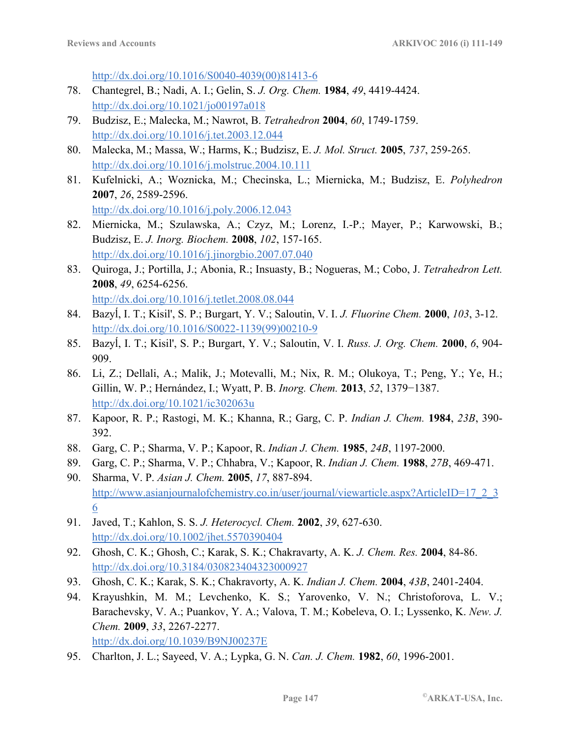http://dx.doi.org/10.1016/S0040-4039(00)81413-6

78. Chantegrel, B.; Nadi, A. I.; Gelin, S. *J. Org. Chem.* **1984**, *49*, 4419-4424. http://dx.doi.org/10.1021/jo00197a018
79. Budzisz, E.; Malecka, M.; Nawrot, B. *Tetrahedron* **2004**, *60*, 1749-1759. http://dx.doi.org/10.1016/j.tet.2003.12.044
80. Malecka, M.; Massa, W.; Harms, K.; Budzisz, E. *J. Mol. Struct.* **2005**, *737*, 259-265. http://dx.doi.org/10.1016/j.molstruc.2004.10.111
81. Kufelnicki, A.; Woznicka, M.; Checinska, L.; Miernicka, M.; Budzisz, E. *Polyhedron* **2007**, *26*, 2589-2596. http://dx.doi.org/10.1016/j.poly.2006.12.043
82. Miernicka, M.; Szulawska, A.; Czyz, M.; Lorenz, I.-P.; Mayer, P.; Karwowski, B.; Budzisz, E. *J. Inorg. Biochem.* **2008**, *102*, 157-165. http://dx.doi.org/10.1016/j.jinorgbio.2007.07.040
83. Quiroga, J.; Portilla, J.; Abonia, R.; Insuasty, B.; Nogueras, M.; Cobo, J. *Tetrahedron Lett.* **2008**, *49*, 6254-6256. http://dx.doi.org/10.1016/j.tetlet.2008.08.044
84. BazyÍ, I. T.; Kisil', S. P.; Burgart, Y. V.; Saloutin, V. I. *J. Fluorine Chem.* **2000**, *103*, 3-12. http://dx.doi.org/10.1016/S0022-1139(99)00210-9
85. BazyÍ, I. T.; Kisil', S. P.; Burgart, Y. V.; Saloutin, V. I. *Russ. J. Org. Chem.* **2000**, *6*, 904-909.
86. Li, Z.; Dellali, A.; Malik, J.; Motevalli, M.; Nix, R. M.; Olukoya, T.; Peng, Y.; Ye, H.; Gillin, W. P.; Hernández, I.; Wyatt, P. B. *Inorg. Chem.* **2013**, *52*, 1379−1387. http://dx.doi.org/10.1021/ic302063u
87. Kapoor, R. P.; Rastogi, M. K.; Khanna, R.; Garg, C. P. *Indian J. Chem.* **1984**, *23B*, 390-392.
88. Garg, C. P.; Sharma, V. P.; Kapoor, R. *Indian J. Chem.* **1985**, *24B*, 1197-2000.
89. Garg, C. P.; Sharma, V. P.; Chhabra, V.; Kapoor, R. *Indian J. Chem.* **1988**, *27B*, 469-471.
90. Sharma, V. P. *Asian J. Chem.* **2005**, *17*, 887-894. http://www.asianjournalofchemistry.co.in/user/journal/viewarticle.aspx?ArticleID=17_2_36
91. Javed, T.; Kahlon, S. S. *J. Heterocycl. Chem.* **2002**, *39*, 627-630. http://dx.doi.org/10.1002/jhet.5570390404
92. Ghosh, C. K.; Ghosh, C.; Karak, S. K.; Chakravarty, A. K. *J. Chem. Res.* **2004**, 84-86. http://dx.doi.org/10.3184/030823404323000927
93. Ghosh, C. K.; Karak, S. K.; Chakravorty, A. K. *Indian J. Chem.* **2004**, *43B*, 2401-2404.
94. Krayushkin, M. M.; Levchenko, K. S.; Yarovenko, V. N.; Christoforova, L. V.; Barachevsky, V. A.; Puankov, Y. A.; Valova, T. M.; Kobeleva, O. I.; Lyssenko, K. *New. J. Chem.* **2009**, *33*, 2267-2277. http://dx.doi.org/10.1039/B9NJ00237E
95. Charlton, J. L.; Sayeed, V. A.; Lypka, G. N. *Can. J. Chem.* **1982**, *60*, 1996-2001.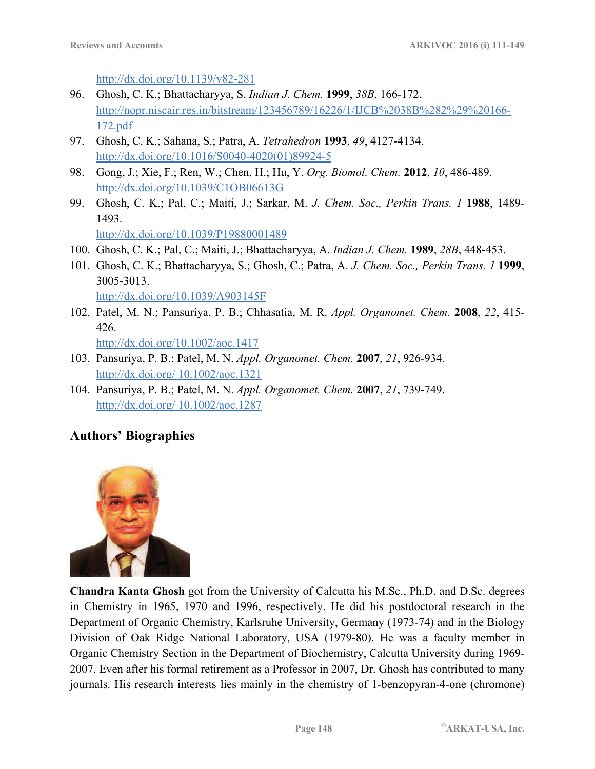http://dx.doi.org/10.1139/v82-281

96. Ghosh, C. K.; Bhattacharyya, S. *Indian J. Chem.* **1999**, *38B*, 166-172.
http://nopr.niscair.res.in/bitstream/123456789/16226/1/IJCB%2038B%282%29%20166-172.pdf
97. Ghosh, C. K.; Sahana, S.; Patra, A. *Tetrahedron* **1993**, *49*, 4127-4134.
http://dx.doi.org/10.1016/S0040-4020(01)89924-5
98. Gong, J.; Xie, F.; Ren, W.; Chen, H.; Hu, Y. *Org. Biomol. Chem.* **2012**, *10*, 486-489.
http://dx.doi.org/10.1039/C1OB06613G
99. Ghosh, C. K.; Pal, C.; Maiti, J.; Sarkar, M. *J. Chem. Soc., Perkin Trans. 1* **1988**, 1489-1493.
http://dx.doi.org/10.1039/P19880001489
100. Ghosh, C. K.; Pal, C.; Maiti, J.; Bhattacharyya, A. *Indian J. Chem.* **1989**, *28B*, 448-453.
101. Ghosh, C. K.; Bhattacharyya, S.; Ghosh, C.; Patra, A. *J. Chem. Soc., Perkin Trans. 1* **1999**, 3005-3013.
http://dx.doi.org/10.1039/A903145F
102. Patel, M. N.; Pansuriya, P. B.; Chhasatia, M. R. *Appl. Organomet. Chem.* **2008**, *22*, 415-426.
http://dx.doi.org/10.1002/aoc.1417
103. Pansuriya, P. B.; Patel, M. N. *Appl. Organomet. Chem.* **2007**, *21*, 926-934.
http://dx.doi.org/ 10.1002/aoc.1321
104. Pansuriya, P. B.; Patel, M. N. *Appl. Organomet. Chem.* **2007**, *21*, 739-749.
http://dx.doi.org/ 10.1002/aoc.1287

## Authors' Biographies

**Chandra Kanta Ghosh** got from the University of Calcutta his M.Sc., Ph.D. and D.Sc. degrees in Chemistry in 1965, 1970 and 1996, respectively. He did his postdoctoral research in the Department of Organic Chemistry, Karlsruhe University, Germany (1973-74) and in the Biology Division of Oak Ridge National Laboratory, USA (1979-80). He was a faculty member in Organic Chemistry Section in the Department of Biochemistry, Calcutta University during 1969-2007. Even after his formal retirement as a Professor in 2007, Dr. Ghosh has contributed to many journals. His research interests lies mainly in the chemistry of 1-benzopyran-4-one (chromone)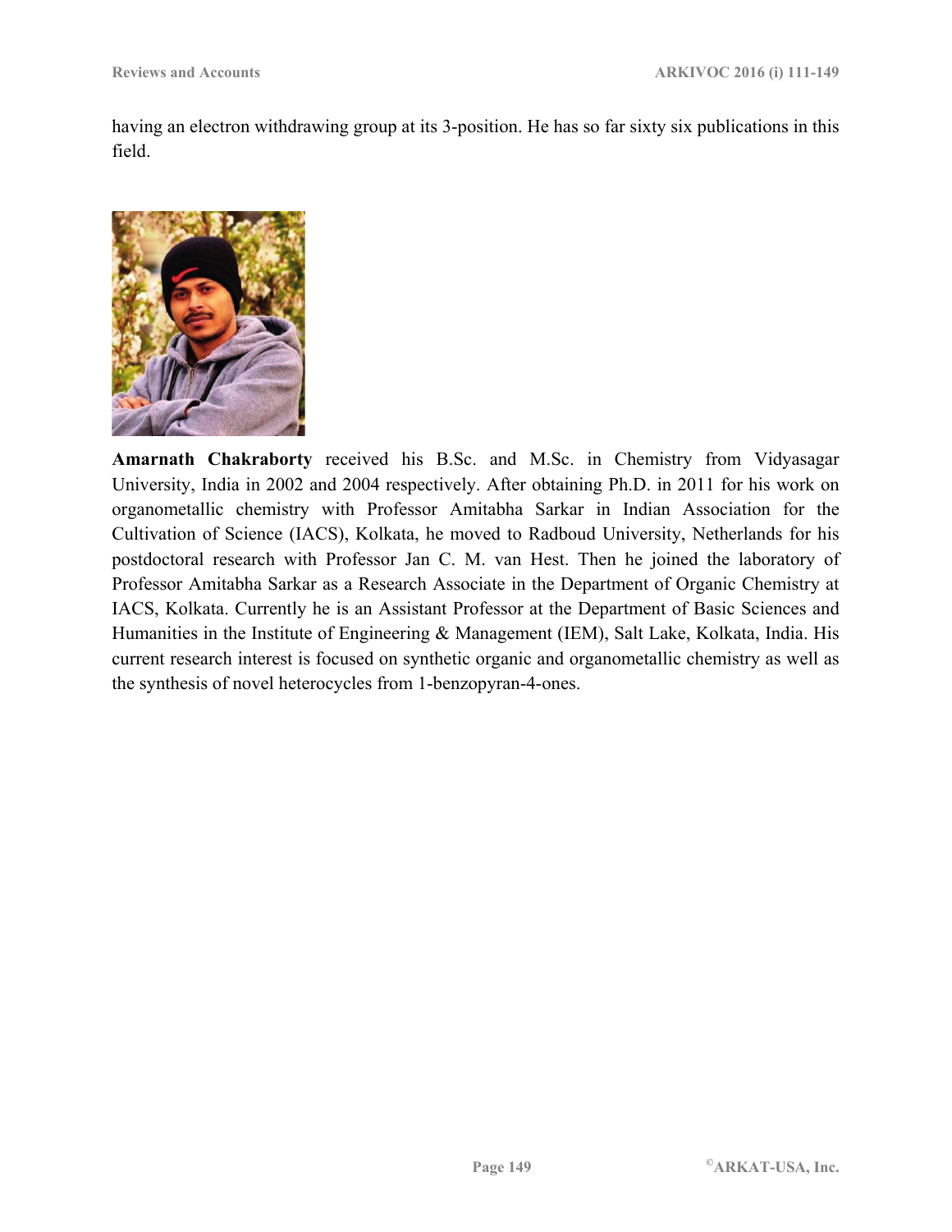having an electron withdrawing group at its 3-position. He has so far sixty six publications in this field.

**Amarnath Chakraborty** received his B.Sc. and M.Sc. in Chemistry from Vidyasagar University, India in 2002 and 2004 respectively. After obtaining Ph.D. in 2011 for his work on organometallic chemistry with Professor Amitabha Sarkar in Indian Association for the Cultivation of Science (IACS), Kolkata, he moved to Radboud University, Netherlands for his postdoctoral research with Professor Jan C. M. van Hest. Then he joined the laboratory of Professor Amitabha Sarkar as a Research Associate in the Department of Organic Chemistry at IACS, Kolkata. Currently he is an Assistant Professor at the Department of Basic Sciences and Humanities in the Institute of Engineering & Management (IEM), Salt Lake, Kolkata, India. His current research interest is focused on synthetic organic and organometallic chemistry as well as the synthesis of novel heterocycles from 1-benzopyran-4-ones.